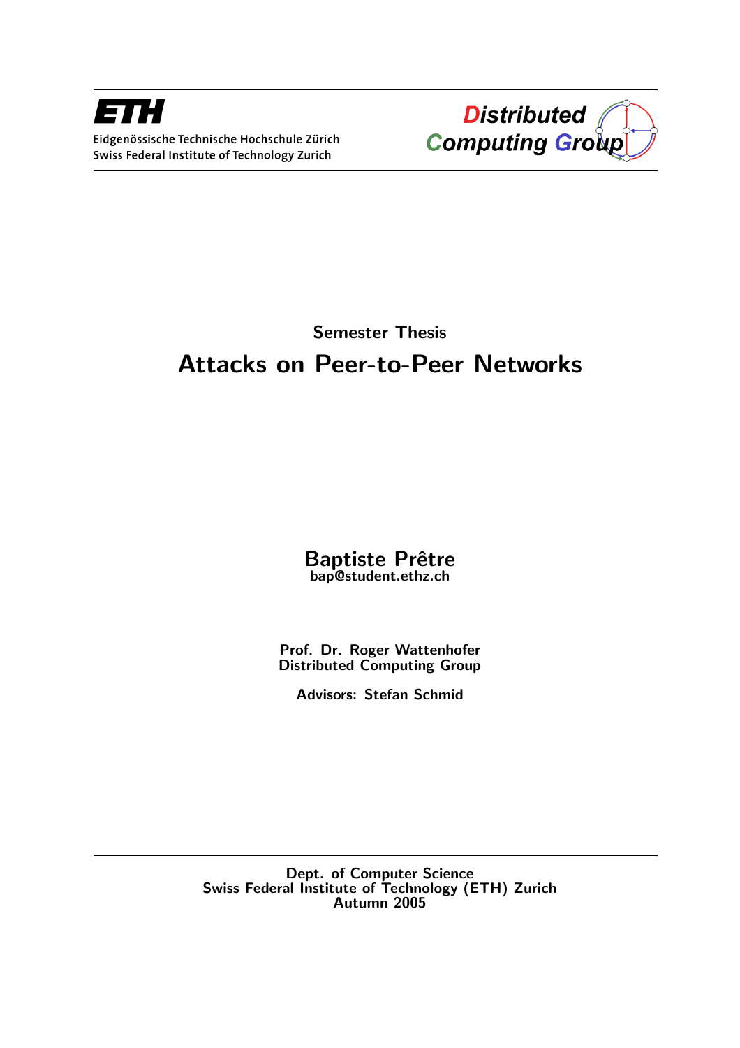ETH

Eidgenössische Technische Hochschule Zürich
Swiss Federal Institute of Technology Zurich

Distributed Computing Group

Semester Thesis

# Attacks on Peer-to-Peer Networks

**Baptiste Prêtre**
**bap@student.ethz.ch**

**Prof. Dr. Roger Wattenhofer**
**Distributed Computing Group**

**Advisors: Stefan Schmid**

Dept. of Computer Science
Swiss Federal Institute of Technology (ETH) Zurich
Autumn 2005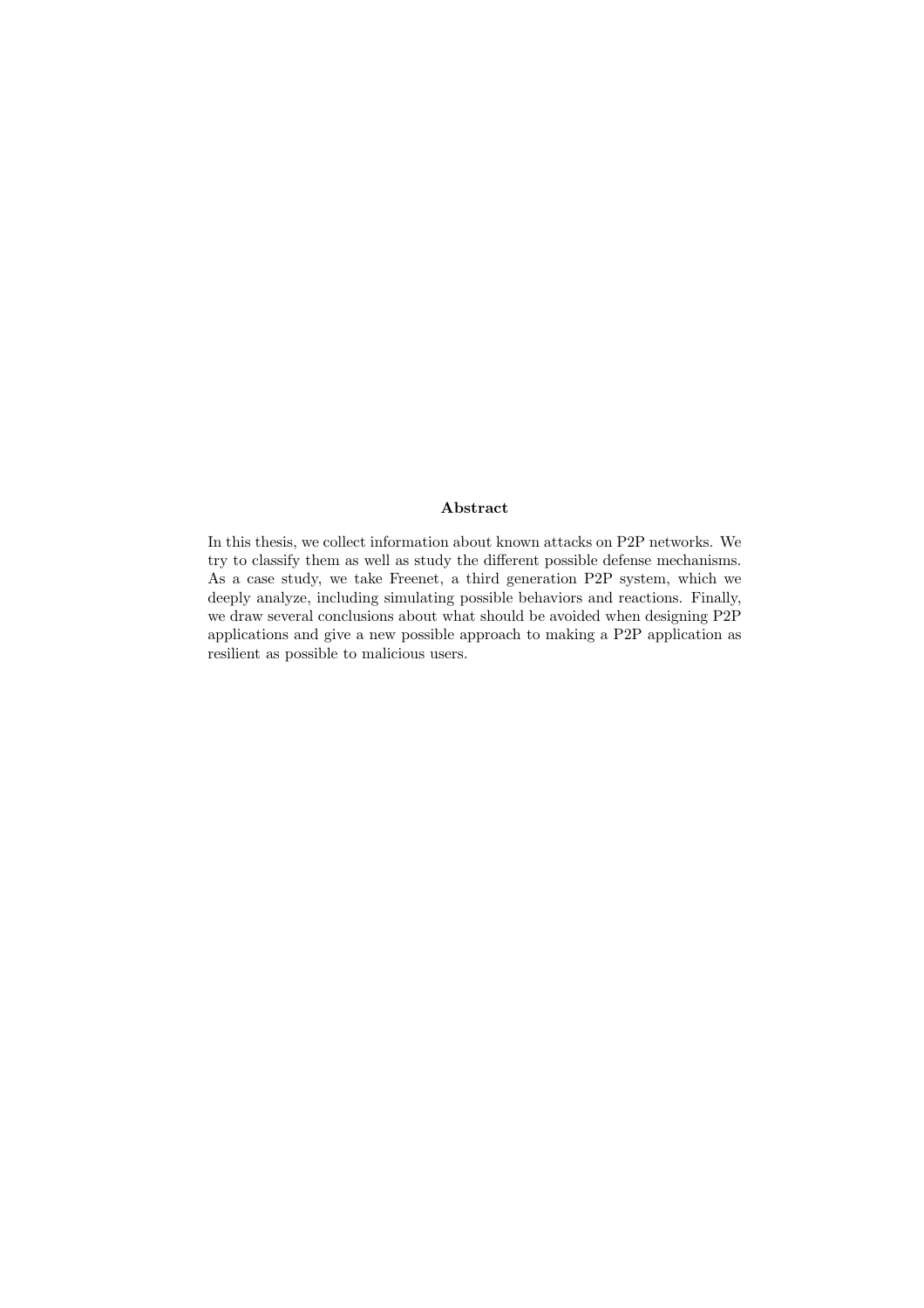## Abstract

In this thesis, we collect information about known attacks on P2P networks. We try to classify them as well as study the different possible defense mechanisms. As a case study, we take Freenet, a third generation P2P system, which we deeply analyze, including simulating possible behaviors and reactions. Finally, we draw several conclusions about what should be avoided when designing P2P applications and give a new possible approach to making a P2P application as resilient as possible to malicious users.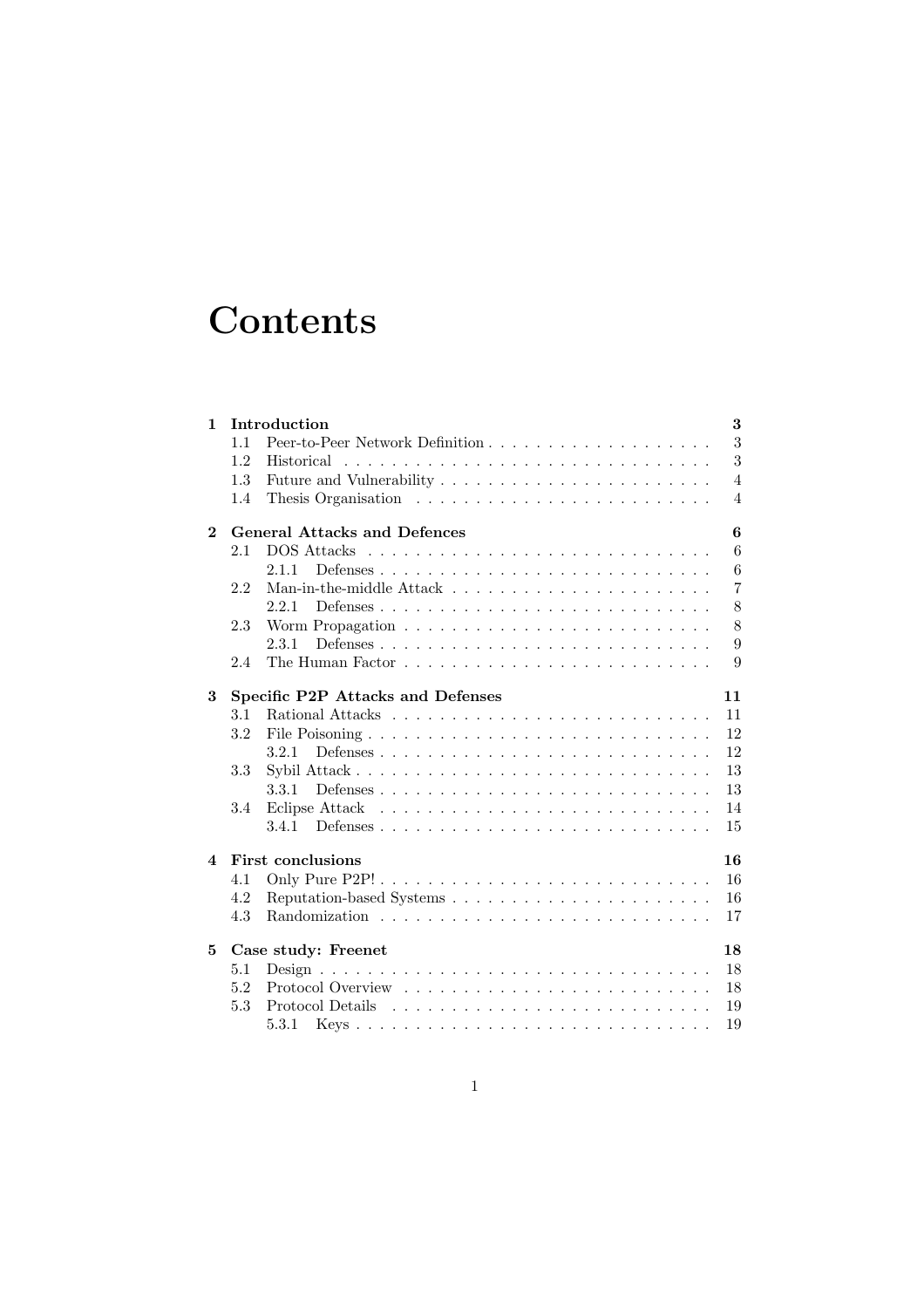# Contents

| | | |
|---|---|---|
| **1** | **Introduction** | **3** |
| 1.1 | Peer-to-Peer Network Definition | 3 |
| 1.2 | Historical | 3 |
| 1.3 | Future and Vulnerability | 4 |
| 1.4 | Thesis Organisation | 4 |
| **2** | **General Attacks and Defences** | **6** |
| 2.1 | DOS Attacks | 6 |
| 2.1.1 | Defenses | 6 |
| 2.2 | Man-in-the-middle Attack | 7 |
| 2.2.1 | Defenses | 8 |
| 2.3 | Worm Propagation | 8 |
| 2.3.1 | Defenses | 9 |
| 2.4 | The Human Factor | 9 |
| **3** | **Specific P2P Attacks and Defenses** | **11** |
| 3.1 | Rational Attacks | 11 |
| 3.2 | File Poisoning | 12 |
| 3.2.1 | Defenses | 12 |
| 3.3 | Sybil Attack | 13 |
| 3.3.1 | Defenses | 13 |
| 3.4 | Eclipse Attack | 14 |
| 3.4.1 | Defenses | 15 |
| **4** | **First conclusions** | **16** |
| 4.1 | Only Pure P2P! | 16 |
| 4.2 | Reputation-based Systems | 16 |
| 4.3 | Randomization | 17 |
| **5** | **Case study: Freenet** | **18** |
| 5.1 | Design | 18 |
| 5.2 | Protocol Overview | 18 |
| 5.3 | Protocol Details | 19 |
| 5.3.1 | Keys | 19 |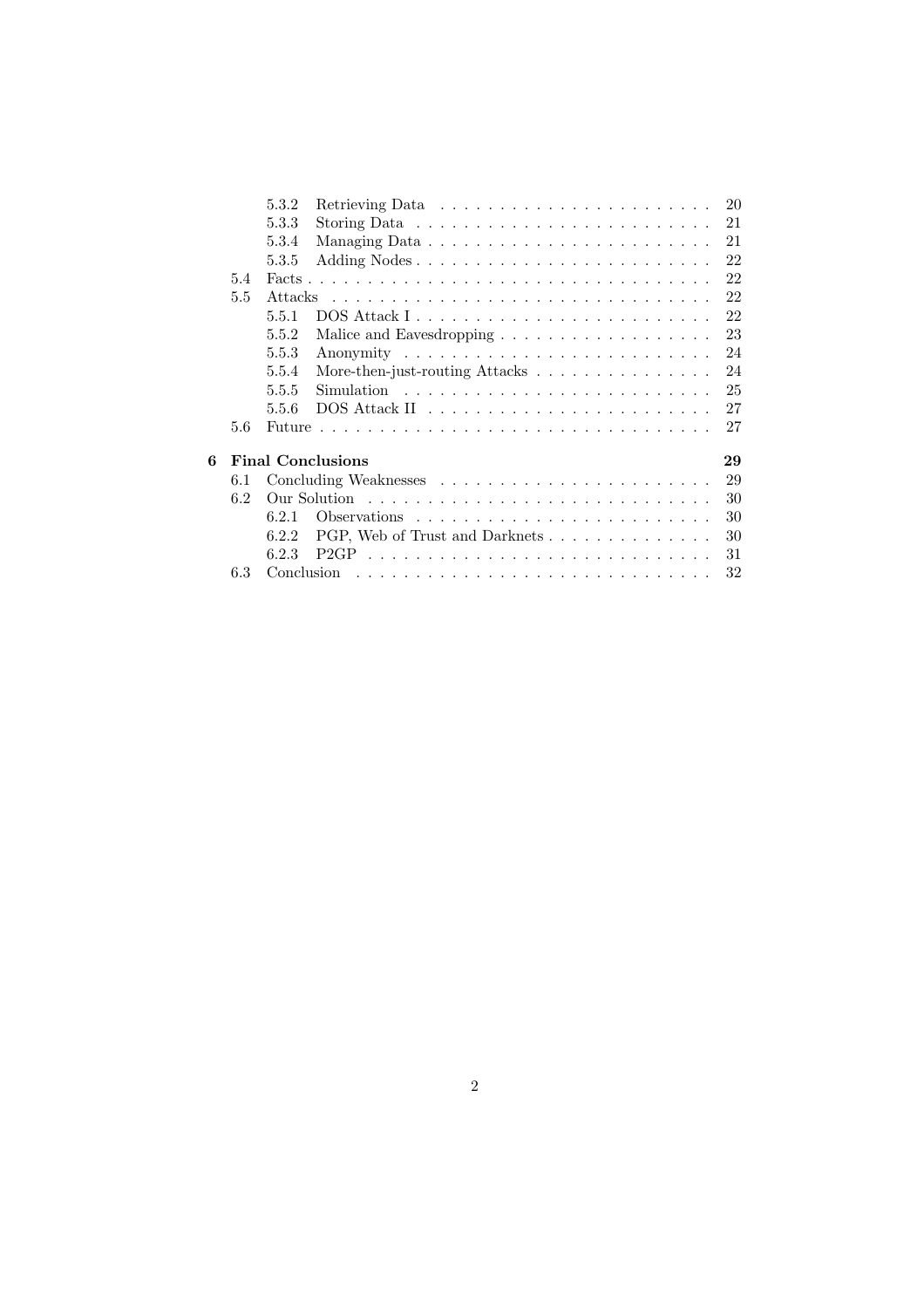5.3.2 Retrieving Data . . . . . . . . . . . . . . . . . . . . . . . . 20
5.3.3 Storing Data . . . . . . . . . . . . . . . . . . . . . . . . . . 21
5.3.4 Managing Data . . . . . . . . . . . . . . . . . . . . . . . . 21
5.3.5 Adding Nodes . . . . . . . . . . . . . . . . . . . . . . . . . 22
5.4 Facts . . . . . . . . . . . . . . . . . . . . . . . . . . . . . . . . . . 22
5.5 Attacks . . . . . . . . . . . . . . . . . . . . . . . . . . . . . . . . 22
5.5.1 DOS Attack I . . . . . . . . . . . . . . . . . . . . . . . . . 22
5.5.2 Malice and Eavesdropping . . . . . . . . . . . . . . . . . . 23
5.5.3 Anonymity . . . . . . . . . . . . . . . . . . . . . . . . . . 24
5.5.4 More-then-just-routing Attacks . . . . . . . . . . . . . . . 24
5.5.5 Simulation . . . . . . . . . . . . . . . . . . . . . . . . . . 25
5.5.6 DOS Attack II . . . . . . . . . . . . . . . . . . . . . . . . 27
5.6 Future . . . . . . . . . . . . . . . . . . . . . . . . . . . . . . . . . 27

**6 Final Conclusions** **29**
6.1 Concluding Weaknesses . . . . . . . . . . . . . . . . . . . . . . . 29
6.2 Our Solution . . . . . . . . . . . . . . . . . . . . . . . . . . . . . 30
6.2.1 Observations . . . . . . . . . . . . . . . . . . . . . . . . . 30
6.2.2 PGP, Web of Trust and Darknets . . . . . . . . . . . . . . 30
6.2.3 P2GP . . . . . . . . . . . . . . . . . . . . . . . . . . . . . 31
6.3 Conclusion . . . . . . . . . . . . . . . . . . . . . . . . . . . . . . 32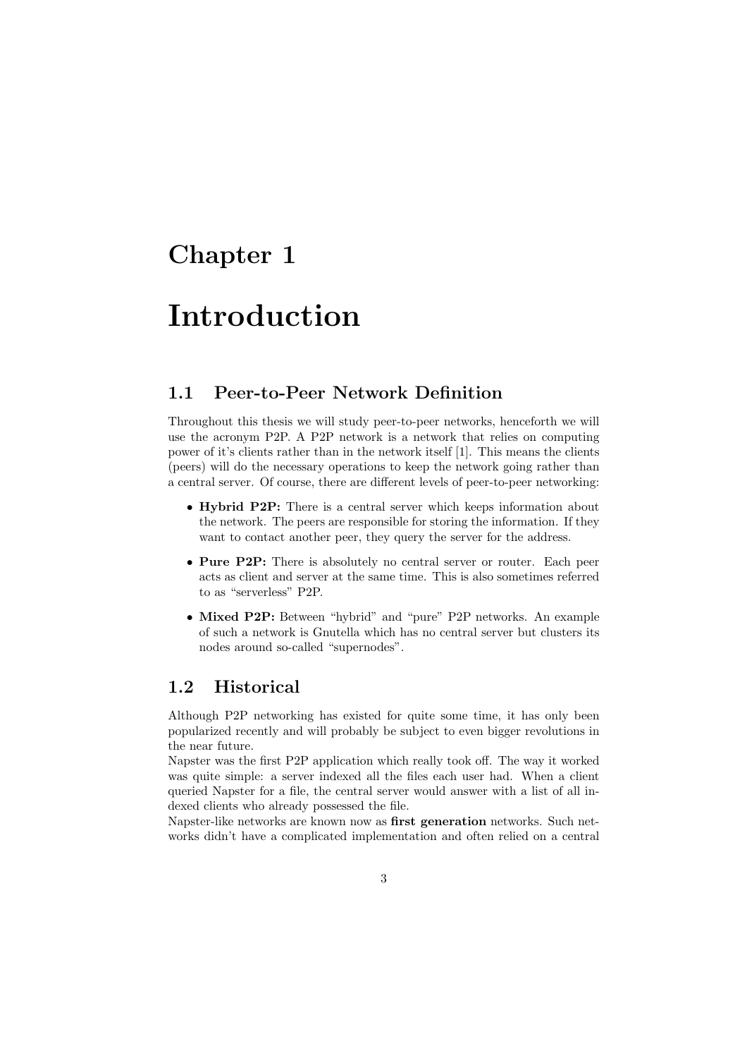# Chapter 1

# Introduction

## 1.1 Peer-to-Peer Network Definition

Throughout this thesis we will study peer-to-peer networks, henceforth we will use the acronym P2P. A P2P network is a network that relies on computing power of it's clients rather than in the network itself [1]. This means the clients (peers) will do the necessary operations to keep the network going rather than a central server. Of course, there are different levels of peer-to-peer networking:

- **Hybrid P2P:** There is a central server which keeps information about the network. The peers are responsible for storing the information. If they want to contact another peer, they query the server for the address.
- **Pure P2P:** There is absolutely no central server or router. Each peer acts as client and server at the same time. This is also sometimes referred to as "serverless" P2P.
- **Mixed P2P:** Between "hybrid" and "pure" P2P networks. An example of such a network is Gnutella which has no central server but clusters its nodes around so-called "supernodes".

## 1.2 Historical

Although P2P networking has existed for quite some time, it has only been popularized recently and will probably be subject to even bigger revolutions in the near future.

Napster was the first P2P application which really took off. The way it worked was quite simple: a server indexed all the files each user had. When a client queried Napster for a file, the central server would answer with a list of all indexed clients who already possessed the file.

Napster-like networks are known now as **first generation** networks. Such networks didn't have a complicated implementation and often relied on a central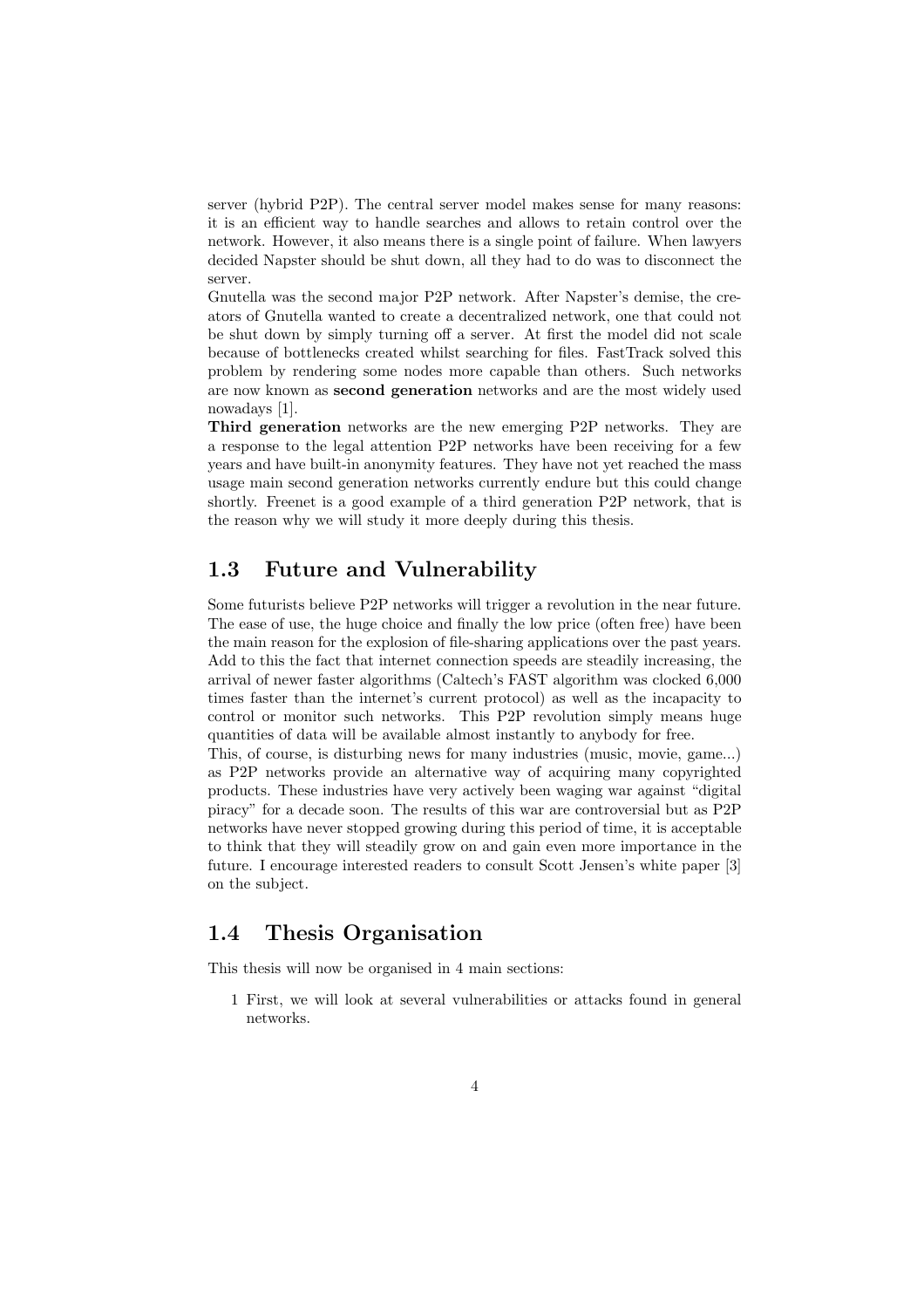server (hybrid P2P). The central server model makes sense for many reasons: it is an efficient way to handle searches and allows to retain control over the network. However, it also means there is a single point of failure. When lawyers decided Napster should be shut down, all they had to do was to disconnect the server.

Gnutella was the second major P2P network. After Napster's demise, the creators of Gnutella wanted to create a decentralized network, one that could not be shut down by simply turning off a server. At first the model did not scale because of bottlenecks created whilst searching for files. FastTrack solved this problem by rendering some nodes more capable than others. Such networks are now known as **second generation** networks and are the most widely used nowadays [1].

**Third generation** networks are the new emerging P2P networks. They are a response to the legal attention P2P networks have been receiving for a few years and have built-in anonymity features. They have not yet reached the mass usage main second generation networks currently endure but this could change shortly. Freenet is a good example of a third generation P2P network, that is the reason why we will study it more deeply during this thesis.

## 1.3 Future and Vulnerability

Some futurists believe P2P networks will trigger a revolution in the near future. The ease of use, the huge choice and finally the low price (often free) have been the main reason for the explosion of file-sharing applications over the past years. Add to this the fact that internet connection speeds are steadily increasing, the arrival of newer faster algorithms (Caltech's FAST algorithm was clocked 6,000 times faster than the internet's current protocol) as well as the incapacity to control or monitor such networks. This P2P revolution simply means huge quantities of data will be available almost instantly to anybody for free.

This, of course, is disturbing news for many industries (music, movie, game...) as P2P networks provide an alternative way of acquiring many copyrighted products. These industries have very actively been waging war against "digital piracy" for a decade soon. The results of this war are controversial but as P2P networks have never stopped growing during this period of time, it is acceptable to think that they will steadily grow on and gain even more importance in the future. I encourage interested readers to consult Scott Jensen's white paper [3] on the subject.

## 1.4 Thesis Organisation

This thesis will now be organised in 4 main sections:

1 First, we will look at several vulnerabilities or attacks found in general networks.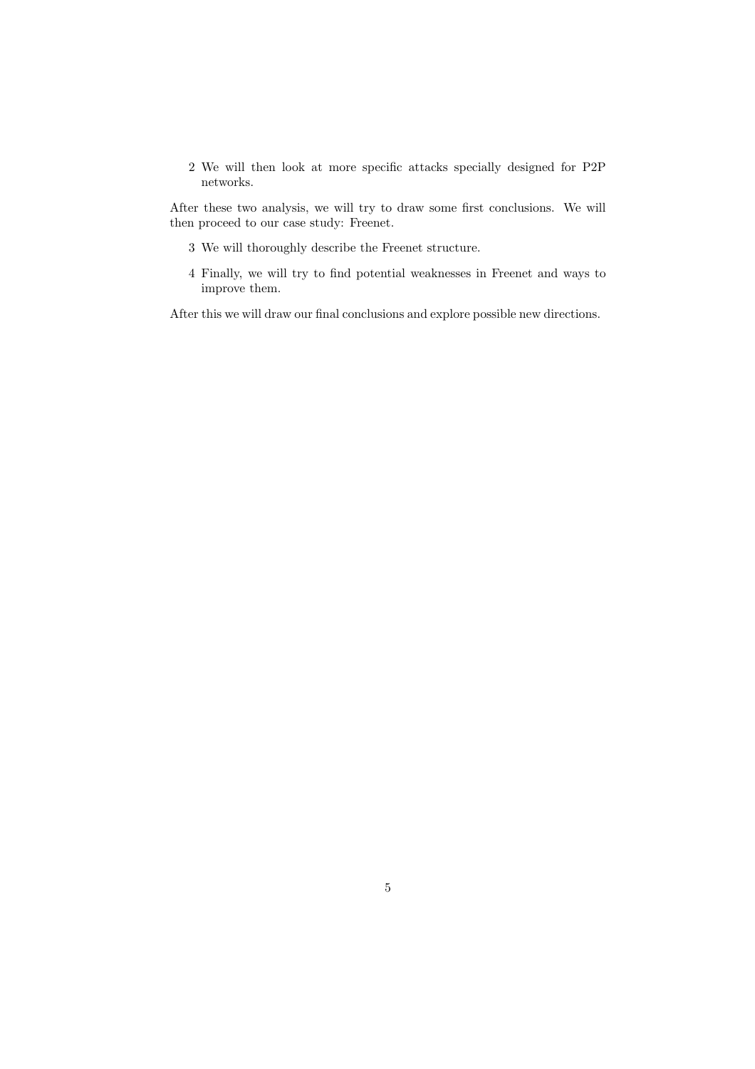2. We will then look at more specific attacks specially designed for P2P networks.

After these two analysis, we will try to draw some first conclusions. We will then proceed to our case study: Freenet.

3. We will thoroughly describe the Freenet structure.
4. Finally, we will try to find potential weaknesses in Freenet and ways to improve them.

After this we will draw our final conclusions and explore possible new directions.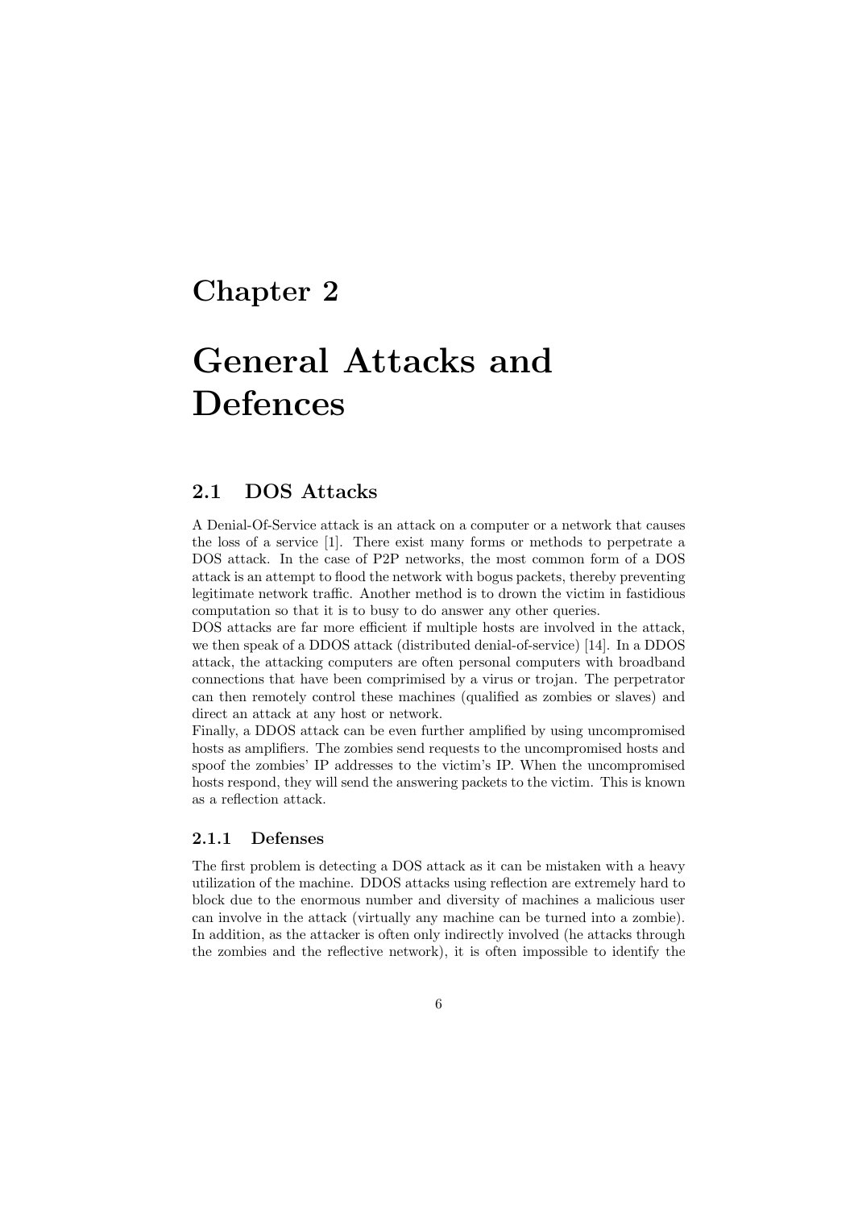# Chapter 2

# General Attacks and Defences

## 2.1 DOS Attacks

A Denial-Of-Service attack is an attack on a computer or a network that causes the loss of a service [1]. There exist many forms or methods to perpetrate a DOS attack. In the case of P2P networks, the most common form of a DOS attack is an attempt to flood the network with bogus packets, thereby preventing legitimate network traffic. Another method is to drown the victim in fastidious computation so that it is to busy to do answer any other queries.

DOS attacks are far more efficient if multiple hosts are involved in the attack, we then speak of a DDOS attack (distributed denial-of-service) [14]. In a DDOS attack, the attacking computers are often personal computers with broadband connections that have been comprimised by a virus or trojan. The perpetrator can then remotely control these machines (qualified as zombies or slaves) and direct an attack at any host or network.

Finally, a DDOS attack can be even further amplified by using uncompromised hosts as amplifiers. The zombies send requests to the uncompromised hosts and spoof the zombies' IP addresses to the victim's IP. When the uncompromised hosts respond, they will send the answering packets to the victim. This is known as a reflection attack.

### 2.1.1 Defenses

The first problem is detecting a DOS attack as it can be mistaken with a heavy utilization of the machine. DDOS attacks using reflection are extremely hard to block due to the enormous number and diversity of machines a malicious user can involve in the attack (virtually any machine can be turned into a zombie). In addition, as the attacker is often only indirectly involved (he attacks through the zombies and the reflective network), it is often impossible to identify the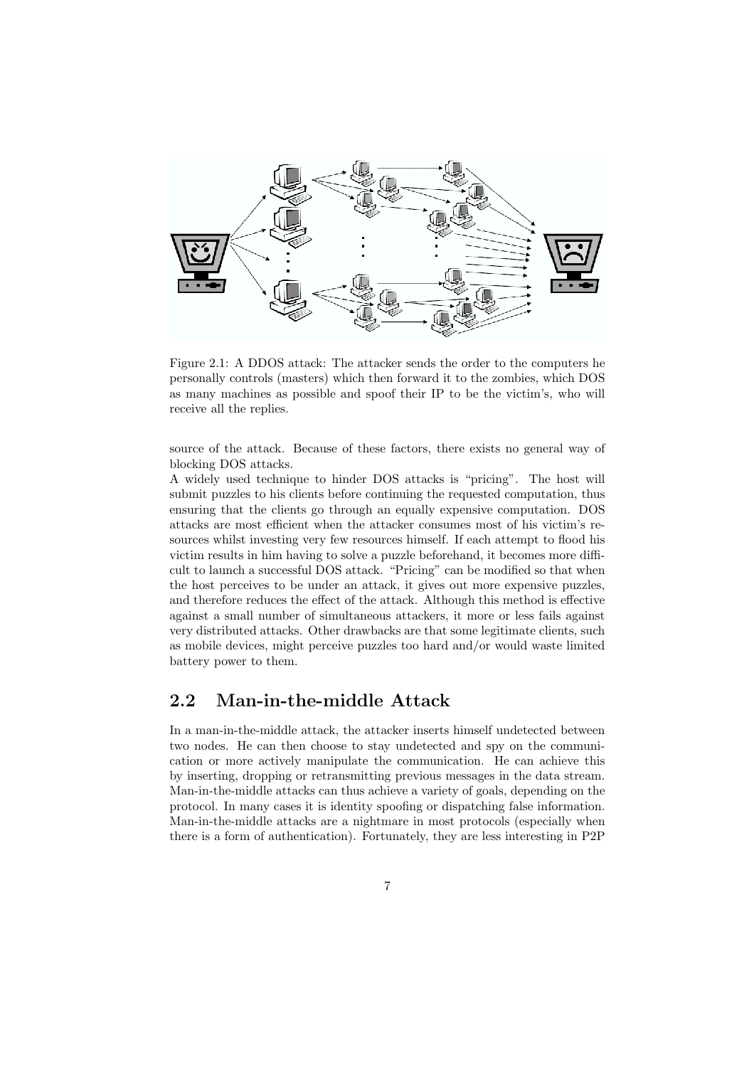Figure 2.1: A DDOS attack: The attacker sends the order to the computers he personally controls (masters) which then forward it to the zombies, which DOS as many machines as possible and spoof their IP to be the victim's, who will receive all the replies.

source of the attack. Because of these factors, there exists no general way of blocking DOS attacks.

A widely used technique to hinder DOS attacks is "pricing". The host will submit puzzles to his clients before continuing the requested computation, thus ensuring that the clients go through an equally expensive computation. DOS attacks are most efficient when the attacker consumes most of his victim's resources whilst investing very few resources himself. If each attempt to flood his victim results in him having to solve a puzzle beforehand, it becomes more difficult to launch a successful DOS attack. "Pricing" can be modified so that when the host perceives to be under an attack, it gives out more expensive puzzles, and therefore reduces the effect of the attack. Although this method is effective against a small number of simultaneous attackers, it more or less fails against very distributed attacks. Other drawbacks are that some legitimate clients, such as mobile devices, might perceive puzzles too hard and/or would waste limited battery power to them.

## 2.2 Man-in-the-middle Attack

In a man-in-the-middle attack, the attacker inserts himself undetected between two nodes. He can then choose to stay undetected and spy on the communication or more actively manipulate the communication. He can achieve this by inserting, dropping or retransmitting previous messages in the data stream. Man-in-the-middle attacks can thus achieve a variety of goals, depending on the protocol. In many cases it is identity spoofing or dispatching false information. Man-in-the-middle attacks are a nightmare in most protocols (especially when there is a form of authentication). Fortunately, they are less interesting in P2P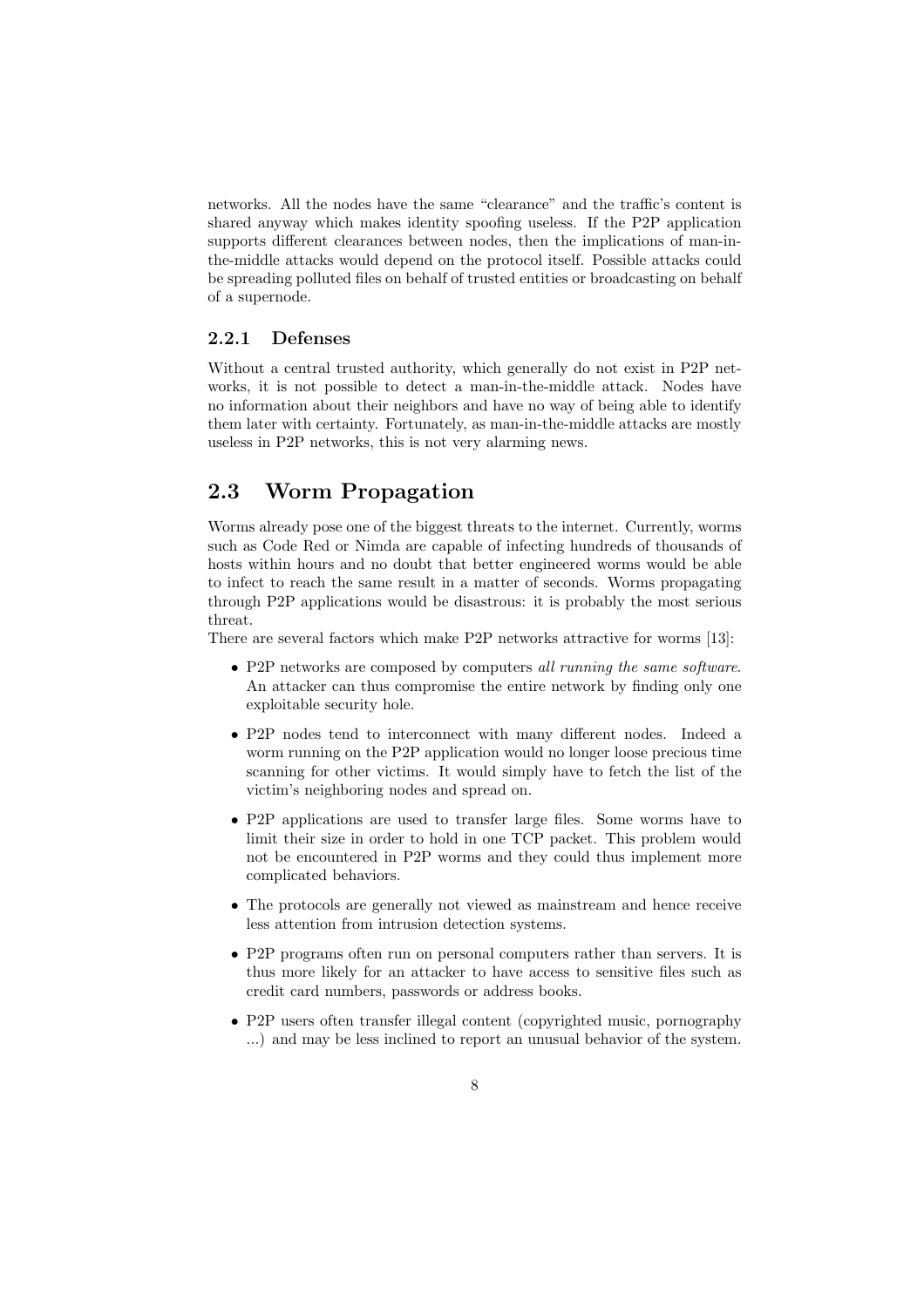networks. All the nodes have the same "clearance" and the traffic's content is shared anyway which makes identity spoofing useless. If the P2P application supports different clearances between nodes, then the implications of man-in-the-middle attacks would depend on the protocol itself. Possible attacks could be spreading polluted files on behalf of trusted entities or broadcasting on behalf of a supernode.

### 2.2.1 Defenses

Without a central trusted authority, which generally do not exist in P2P networks, it is not possible to detect a man-in-the-middle attack. Nodes have no information about their neighbors and have no way of being able to identify them later with certainty. Fortunately, as man-in-the-middle attacks are mostly useless in P2P networks, this is not very alarming news.

## 2.3 Worm Propagation

Worms already pose one of the biggest threats to the internet. Currently, worms such as Code Red or Nimda are capable of infecting hundreds of thousands of hosts within hours and no doubt that better engineered worms would be able to infect to reach the same result in a matter of seconds. Worms propagating through P2P applications would be disastrous: it is probably the most serious threat.

There are several factors which make P2P networks attractive for worms [13]:

- P2P networks are composed by computers *all running the same software*. An attacker can thus compromise the entire network by finding only one exploitable security hole.
- P2P nodes tend to interconnect with many different nodes. Indeed a worm running on the P2P application would no longer loose precious time scanning for other victims. It would simply have to fetch the list of the victim's neighboring nodes and spread on.
- P2P applications are used to transfer large files. Some worms have to limit their size in order to hold in one TCP packet. This problem would not be encountered in P2P worms and they could thus implement more complicated behaviors.
- The protocols are generally not viewed as mainstream and hence receive less attention from intrusion detection systems.
- P2P programs often run on personal computers rather than servers. It is thus more likely for an attacker to have access to sensitive files such as credit card numbers, passwords or address books.
- P2P users often transfer illegal content (copyrighted music, pornography ...) and may be less inclined to report an unusual behavior of the system.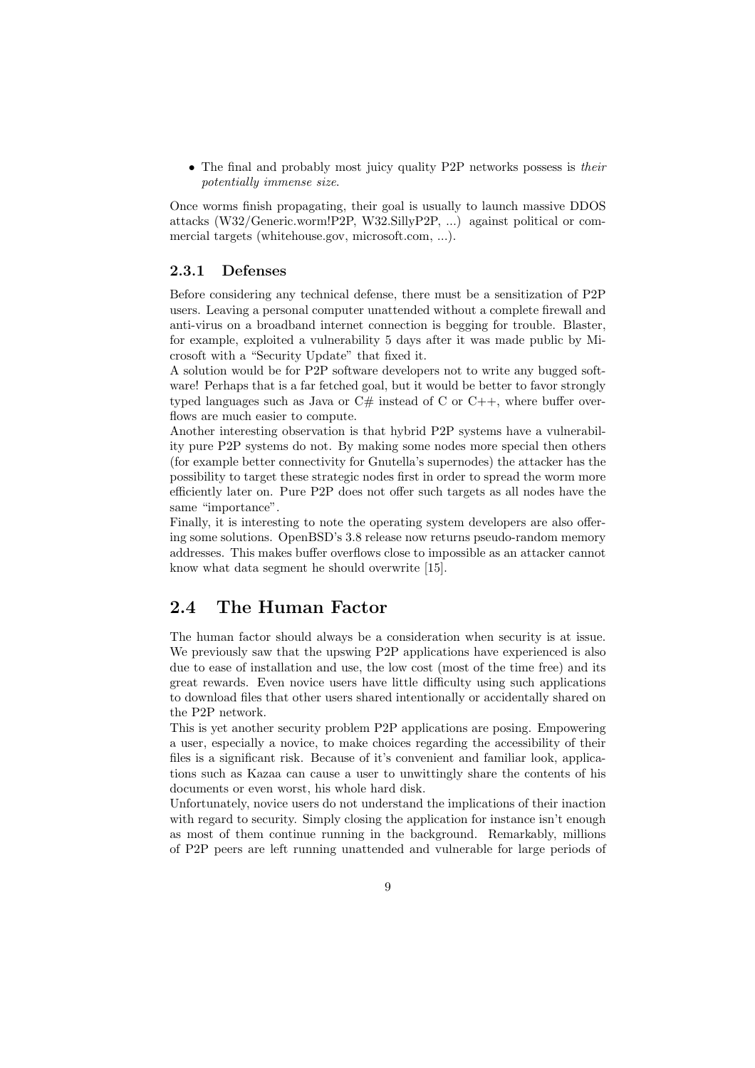- The final and probably most juicy quality P2P networks possess is *their potentially immense size*.

Once worms finish propagating, their goal is usually to launch massive DDOS attacks (W32/Generic.worm!P2P, W32.SillyP2P, ...) against political or commercial targets (whitehouse.gov, microsoft.com, ...).

### 2.3.1 Defenses

Before considering any technical defense, there must be a sensitization of P2P users. Leaving a personal computer unattended without a complete firewall and anti-virus on a broadband internet connection is begging for trouble. Blaster, for example, exploited a vulnerability 5 days after it was made public by Microsoft with a "Security Update" that fixed it.
A solution would be for P2P software developers not to write any bugged software! Perhaps that is a far fetched goal, but it would be better to favor strongly typed languages such as Java or C# instead of C or C++, where buffer overflows are much easier to compute.
Another interesting observation is that hybrid P2P systems have a vulnerability pure P2P systems do not. By making some nodes more special then others (for example better connectivity for Gnutella's supernodes) the attacker has the possibility to target these strategic nodes first in order to spread the worm more efficiently later on. Pure P2P does not offer such targets as all nodes have the same "importance".
Finally, it is interesting to note the operating system developers are also offering some solutions. OpenBSD's 3.8 release now returns pseudo-random memory addresses. This makes buffer overflows close to impossible as an attacker cannot know what data segment he should overwrite [15].

## 2.4 The Human Factor

The human factor should always be a consideration when security is at issue. We previously saw that the upswing P2P applications have experienced is also due to ease of installation and use, the low cost (most of the time free) and its great rewards. Even novice users have little difficulty using such applications to download files that other users shared intentionally or accidentally shared on the P2P network.
This is yet another security problem P2P applications are posing. Empowering a user, especially a novice, to make choices regarding the accessibility of their files is a significant risk. Because of it's convenient and familiar look, applications such as Kazaa can cause a user to unwittingly share the contents of his documents or even worst, his whole hard disk.
Unfortunately, novice users do not understand the implications of their inaction with regard to security. Simply closing the application for instance isn't enough as most of them continue running in the background. Remarkably, millions of P2P peers are left running unattended and vulnerable for large periods of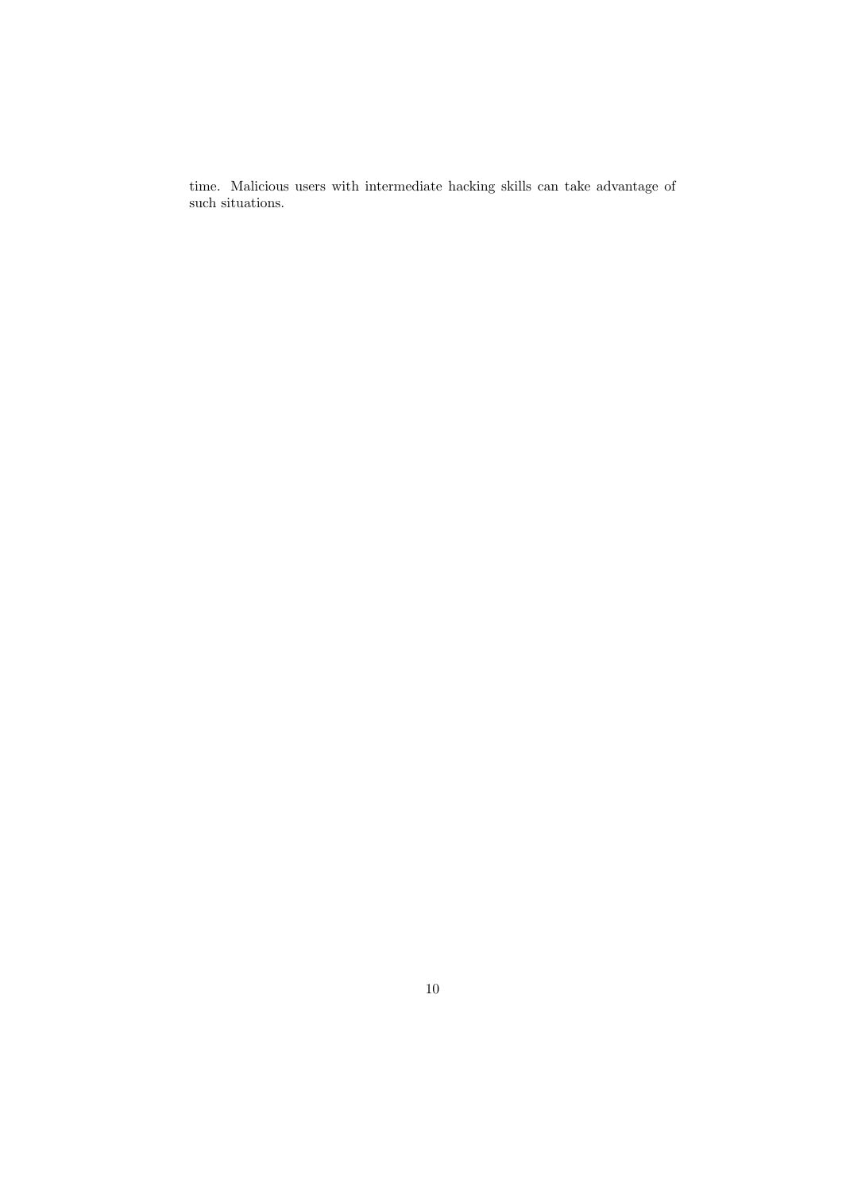time. Malicious users with intermediate hacking skills can take advantage of such situations.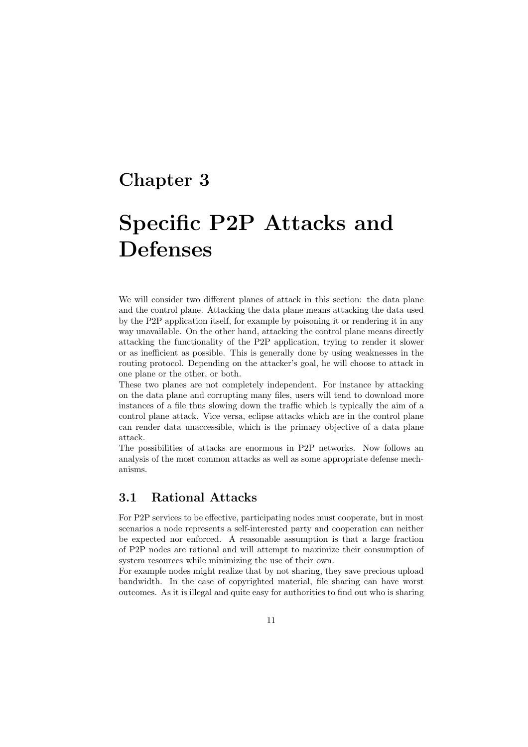# Chapter 3

# Specific P2P Attacks and Defenses

We will consider two different planes of attack in this section: the data plane and the control plane. Attacking the data plane means attacking the data used by the P2P application itself, for example by poisoning it or rendering it in any way unavailable. On the other hand, attacking the control plane means directly attacking the functionality of the P2P application, trying to render it slower or as inefficient as possible. This is generally done by using weaknesses in the routing protocol. Depending on the attacker's goal, he will choose to attack in one plane or the other, or both.

These two planes are not completely independent. For instance by attacking on the data plane and corrupting many files, users will tend to download more instances of a file thus slowing down the traffic which is typically the aim of a control plane attack. Vice versa, eclipse attacks which are in the control plane can render data unaccessible, which is the primary objective of a data plane attack.

The possibilities of attacks are enormous in P2P networks. Now follows an analysis of the most common attacks as well as some appropriate defense mechanisms.

## 3.1 Rational Attacks

For P2P services to be effective, participating nodes must cooperate, but in most scenarios a node represents a self-interested party and cooperation can neither be expected nor enforced. A reasonable assumption is that a large fraction of P2P nodes are rational and will attempt to maximize their consumption of system resources while minimizing the use of their own.

For example nodes might realize that by not sharing, they save precious upload bandwidth. In the case of copyrighted material, file sharing can have worst outcomes. As it is illegal and quite easy for authorities to find out who is sharing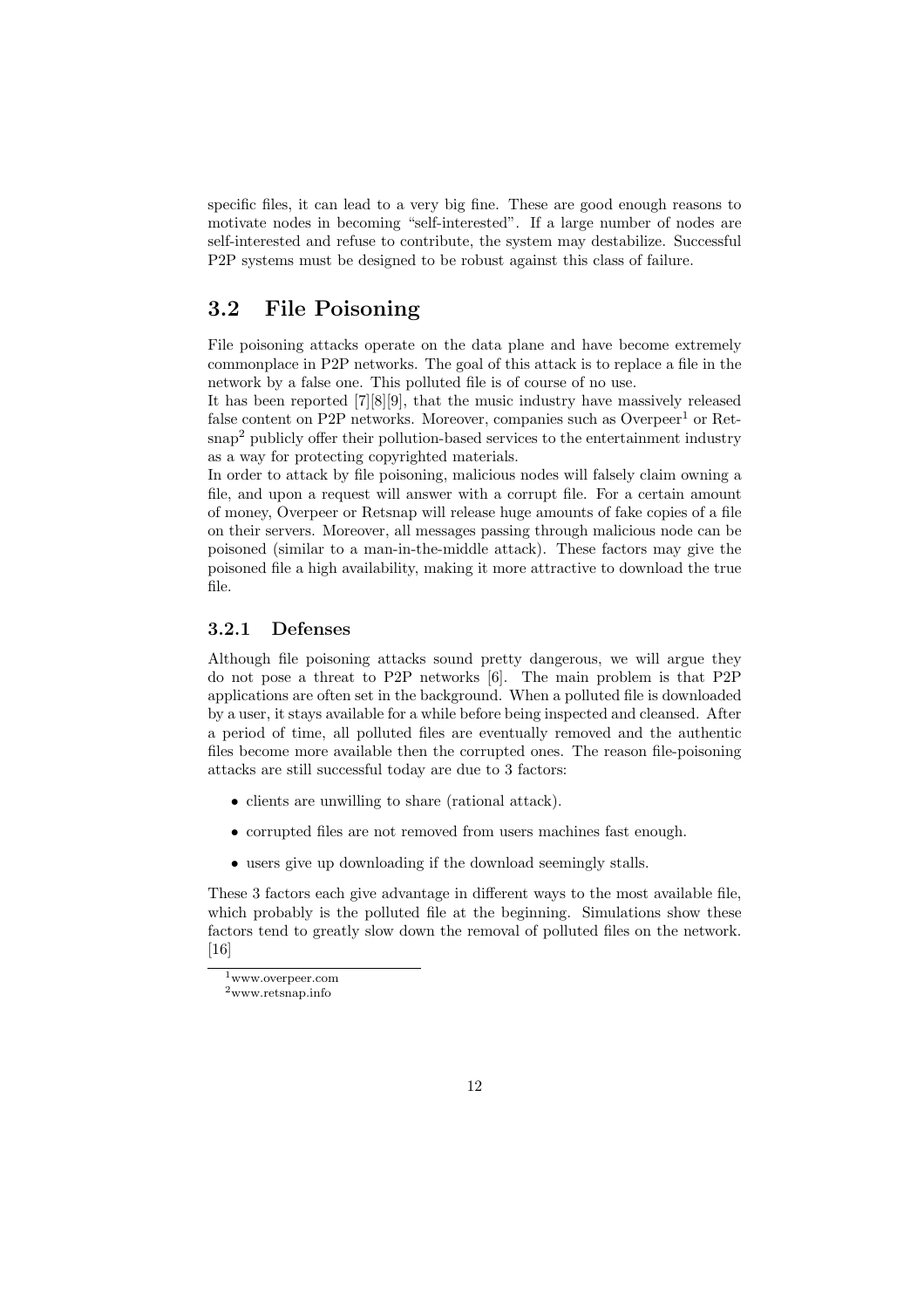specific files, it can lead to a very big fine. These are good enough reasons to motivate nodes in becoming "self-interested". If a large number of nodes are self-interested and refuse to contribute, the system may destabilize. Successful P2P systems must be designed to be robust against this class of failure.

## 3.2 File Poisoning

File poisoning attacks operate on the data plane and have become extremely commonplace in P2P networks. The goal of this attack is to replace a file in the network by a false one. This polluted file is of course of no use.

It has been reported [7][8][9], that the music industry have massively released false content on P2P networks. Moreover, companies such as Overpeer[1] or Retsnap[2] publicly offer their pollution-based services to the entertainment industry as a way for protecting copyrighted materials.

In order to attack by file poisoning, malicious nodes will falsely claim owning a file, and upon a request will answer with a corrupt file. For a certain amount of money, Overpeer or Retsnap will release huge amounts of fake copies of a file on their servers. Moreover, all messages passing through malicious node can be poisoned (similar to a man-in-the-middle attack). These factors may give the poisoned file a high availability, making it more attractive to download the true file.

### 3.2.1 Defenses

Although file poisoning attacks sound pretty dangerous, we will argue they do not pose a threat to P2P networks [6]. The main problem is that P2P applications are often set in the background. When a polluted file is downloaded by a user, it stays available for a while before being inspected and cleansed. After a period of time, all polluted files are eventually removed and the authentic files become more available then the corrupted ones. The reason file-poisoning attacks are still successful today are due to 3 factors:

- clients are unwilling to share (rational attack).
- corrupted files are not removed from users machines fast enough.
- users give up downloading if the download seemingly stalls.

These 3 factors each give advantage in different ways to the most available file, which probably is the polluted file at the beginning. Simulations show these factors tend to greatly slow down the removal of polluted files on the network. [16]

[1] www.overpeer.com

[2] www.retsnap.info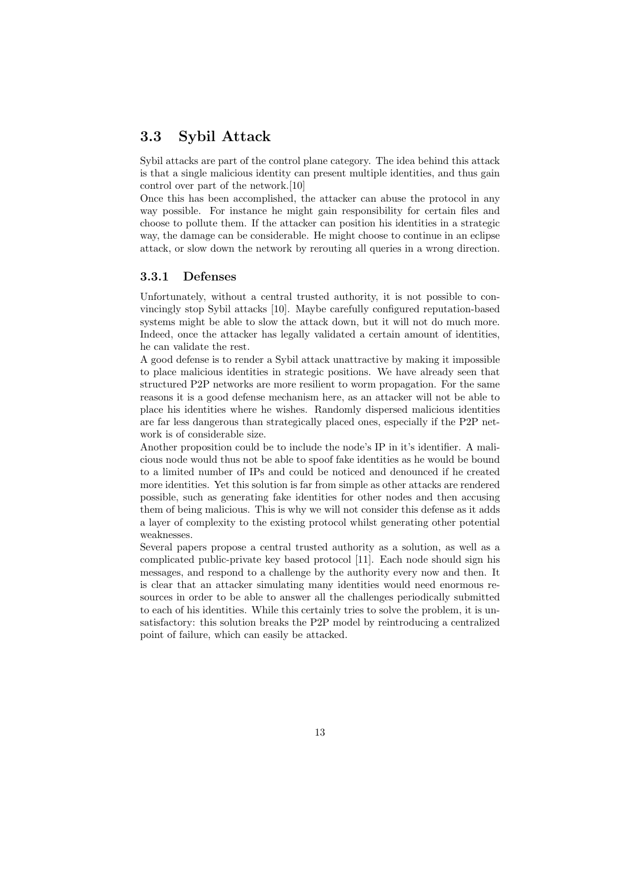## 3.3 Sybil Attack

Sybil attacks are part of the control plane category. The idea behind this attack is that a single malicious identity can present multiple identities, and thus gain control over part of the network.[10]

Once this has been accomplished, the attacker can abuse the protocol in any way possible. For instance he might gain responsibility for certain files and choose to pollute them. If the attacker can position his identities in a strategic way, the damage can be considerable. He might choose to continue in an eclipse attack, or slow down the network by rerouting all queries in a wrong direction.

### 3.3.1 Defenses

Unfortunately, without a central trusted authority, it is not possible to convincingly stop Sybil attacks [10]. Maybe carefully configured reputation-based systems might be able to slow the attack down, but it will not do much more. Indeed, once the attacker has legally validated a certain amount of identities, he can validate the rest.

A good defense is to render a Sybil attack unattractive by making it impossible to place malicious identities in strategic positions. We have already seen that structured P2P networks are more resilient to worm propagation. For the same reasons it is a good defense mechanism here, as an attacker will not be able to place his identities where he wishes. Randomly dispersed malicious identities are far less dangerous than strategically placed ones, especially if the P2P network is of considerable size.

Another proposition could be to include the node's IP in it's identifier. A malicious node would thus not be able to spoof fake identities as he would be bound to a limited number of IPs and could be noticed and denounced if he created more identities. Yet this solution is far from simple as other attacks are rendered possible, such as generating fake identities for other nodes and then accusing them of being malicious. This is why we will not consider this defense as it adds a layer of complexity to the existing protocol whilst generating other potential weaknesses.

Several papers propose a central trusted authority as a solution, as well as a complicated public-private key based protocol [11]. Each node should sign his messages, and respond to a challenge by the authority every now and then. It is clear that an attacker simulating many identities would need enormous resources in order to be able to answer all the challenges periodically submitted to each of his identities. While this certainly tries to solve the problem, it is unsatisfactory: this solution breaks the P2P model by reintroducing a centralized point of failure, which can easily be attacked.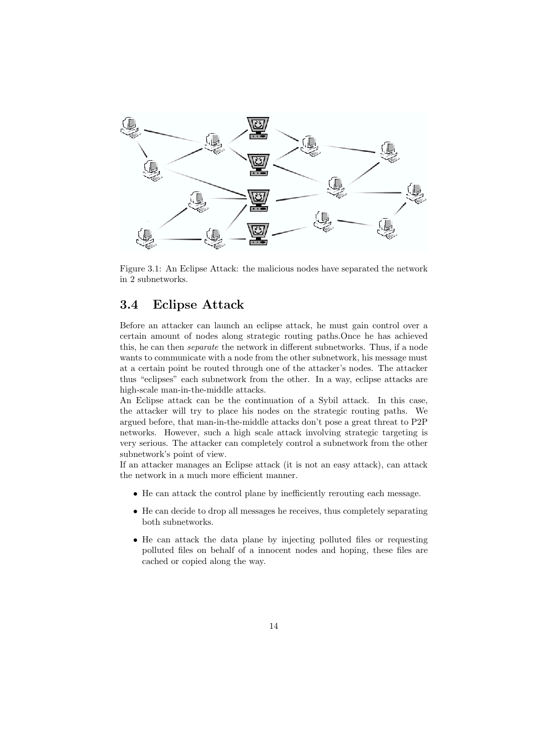Figure 3.1: An Eclipse Attack: the malicious nodes have separated the network in 2 subnetworks.

## 3.4 Eclipse Attack

Before an attacker can launch an eclipse attack, he must gain control over a certain amount of nodes along strategic routing paths.Once he has achieved this, he can then *separate* the network in different subnetworks. Thus, if a node wants to communicate with a node from the other subnetwork, his message must at a certain point be routed through one of the attacker's nodes. The attacker thus "eclipses" each subnetwork from the other. In a way, eclipse attacks are high-scale man-in-the-middle attacks.

An Eclipse attack can be the continuation of a Sybil attack. In this case, the attacker will try to place his nodes on the strategic routing paths. We argued before, that man-in-the-middle attacks don't pose a great threat to P2P networks. However, such a high scale attack involving strategic targeting is very serious. The attacker can completely control a subnetwork from the other subnetwork's point of view.

If an attacker manages an Eclipse attack (it is not an easy attack), can attack the network in a much more efficient manner.

- He can attack the control plane by inefficiently rerouting each message.
- He can decide to drop all messages he receives, thus completely separating both subnetworks.
- He can attack the data plane by injecting polluted files or requesting polluted files on behalf of a innocent nodes and hoping, these files are cached or copied along the way.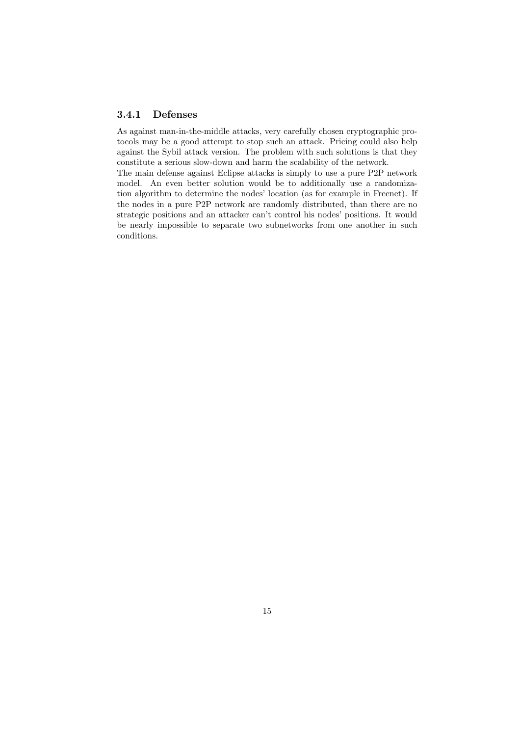### 3.4.1 Defenses

As against man-in-the-middle attacks, very carefully chosen cryptographic protocols may be a good attempt to stop such an attack. Pricing could also help against the Sybil attack version. The problem with such solutions is that they constitute a serious slow-down and harm the scalability of the network.
The main defense against Eclipse attacks is simply to use a pure P2P network model. An even better solution would be to additionally use a randomization algorithm to determine the nodes' location (as for example in Freenet). If the nodes in a pure P2P network are randomly distributed, than there are no strategic positions and an attacker can't control his nodes' positions. It would be nearly impossible to separate two subnetworks from one another in such conditions.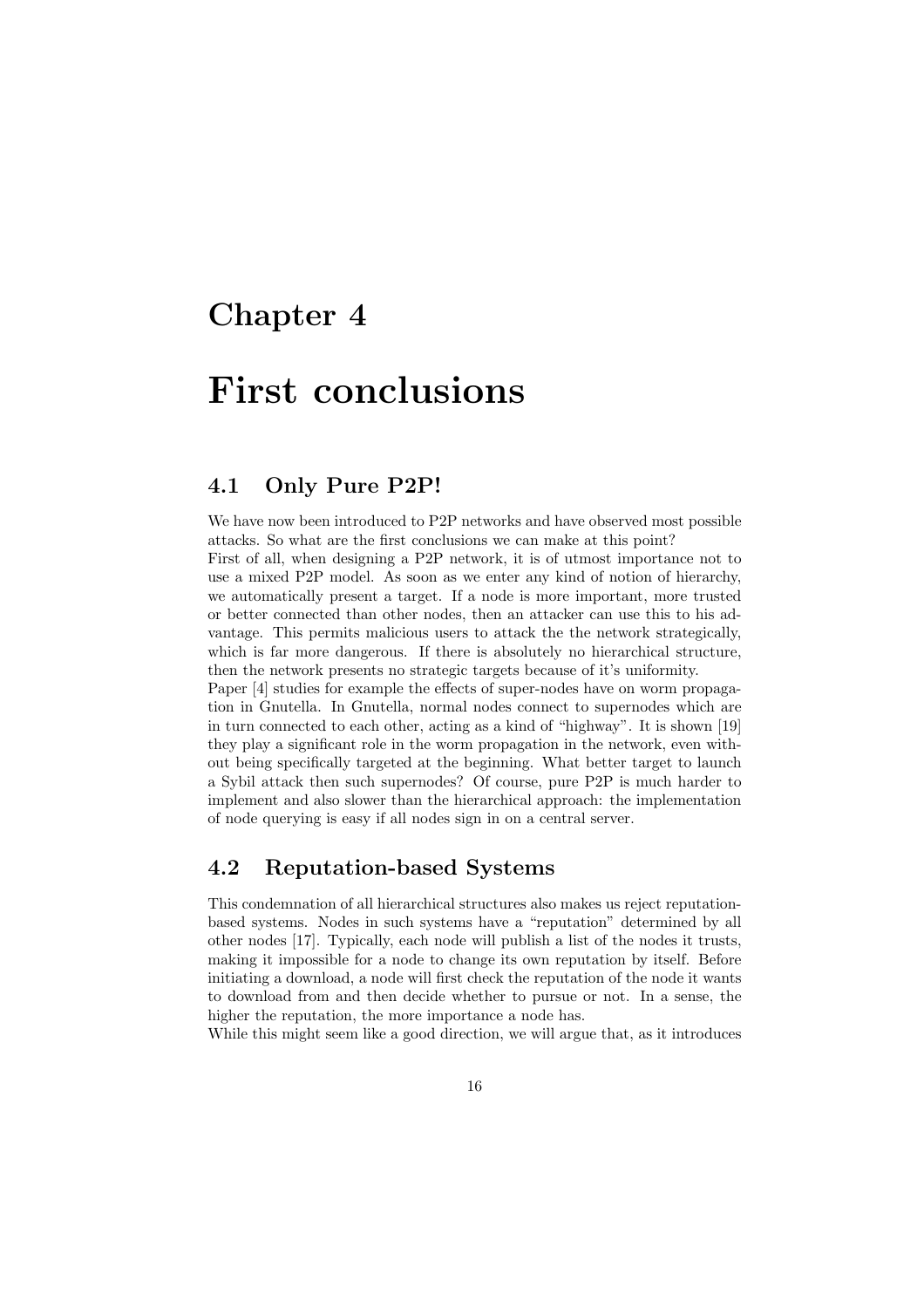# Chapter 4

# First conclusions

## 4.1 Only Pure P2P!

We have now been introduced to P2P networks and have observed most possible attacks. So what are the first conclusions we can make at this point?

First of all, when designing a P2P network, it is of utmost importance not to use a mixed P2P model. As soon as we enter any kind of notion of hierarchy, we automatically present a target. If a node is more important, more trusted or better connected than other nodes, then an attacker can use this to his advantage. This permits malicious users to attack the the network strategically, which is far more dangerous. If there is absolutely no hierarchical structure, then the network presents no strategic targets because of it's uniformity.

Paper [4] studies for example the effects of super-nodes have on worm propagation in Gnutella. In Gnutella, normal nodes connect to supernodes which are in turn connected to each other, acting as a kind of "highway". It is shown [19] they play a significant role in the worm propagation in the network, even without being specifically targeted at the beginning. What better target to launch a Sybil attack then such supernodes? Of course, pure P2P is much harder to implement and also slower than the hierarchical approach: the implementation of node querying is easy if all nodes sign in on a central server.

## 4.2 Reputation-based Systems

This condemnation of all hierarchical structures also makes us reject reputation-based systems. Nodes in such systems have a "reputation" determined by all other nodes [17]. Typically, each node will publish a list of the nodes it trusts, making it impossible for a node to change its own reputation by itself. Before initiating a download, a node will first check the reputation of the node it wants to download from and then decide whether to pursue or not. In a sense, the higher the reputation, the more importance a node has.

While this might seem like a good direction, we will argue that, as it introduces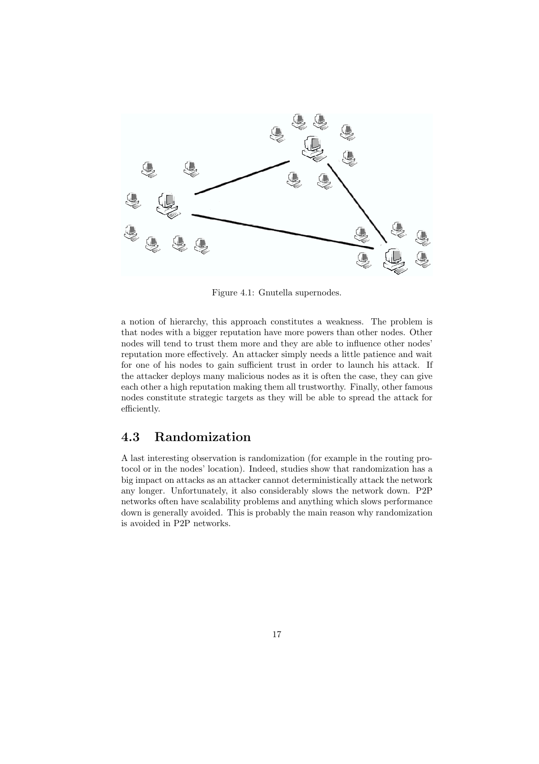Figure 4.1: Gnutella supernodes.

a notion of hierarchy, this approach constitutes a weakness. The problem is that nodes with a bigger reputation have more powers than other nodes. Other nodes will tend to trust them more and they are able to influence other nodes' reputation more effectively. An attacker simply needs a little patience and wait for one of his nodes to gain sufficient trust in order to launch his attack. If the attacker deploys many malicious nodes as it is often the case, they can give each other a high reputation making them all trustworthy. Finally, other famous nodes constitute strategic targets as they will be able to spread the attack for efficiently.

## 4.3 Randomization

A last interesting observation is randomization (for example in the routing protocol or in the nodes' location). Indeed, studies show that randomization has a big impact on attacks as an attacker cannot deterministically attack the network any longer. Unfortunately, it also considerably slows the network down. P2P networks often have scalability problems and anything which slows performance down is generally avoided. This is probably the main reason why randomization is avoided in P2P networks.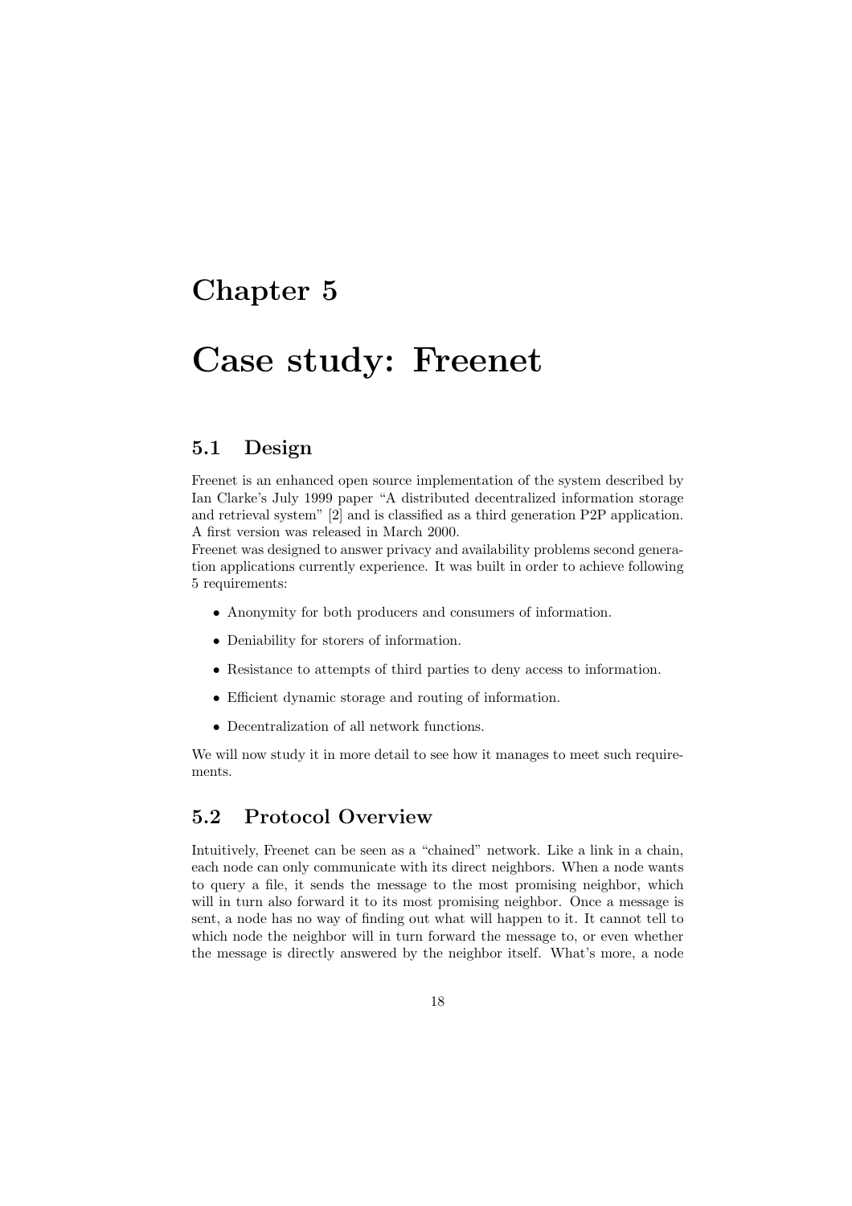# Chapter 5

# Case study: Freenet

## 5.1 Design

Freenet is an enhanced open source implementation of the system described by Ian Clarke's July 1999 paper "A distributed decentralized information storage and retrieval system" [2] and is classified as a third generation P2P application. A first version was released in March 2000.

Freenet was designed to answer privacy and availability problems second generation applications currently experience. It was built in order to achieve following 5 requirements:

- Anonymity for both producers and consumers of information.
- Deniability for storers of information.
- Resistance to attempts of third parties to deny access to information.
- Efficient dynamic storage and routing of information.
- Decentralization of all network functions.

We will now study it in more detail to see how it manages to meet such requirements.

## 5.2 Protocol Overview

Intuitively, Freenet can be seen as a "chained" network. Like a link in a chain, each node can only communicate with its direct neighbors. When a node wants to query a file, it sends the message to the most promising neighbor, which will in turn also forward it to its most promising neighbor. Once a message is sent, a node has no way of finding out what will happen to it. It cannot tell to which node the neighbor will in turn forward the message to, or even whether the message is directly answered by the neighbor itself. What's more, a node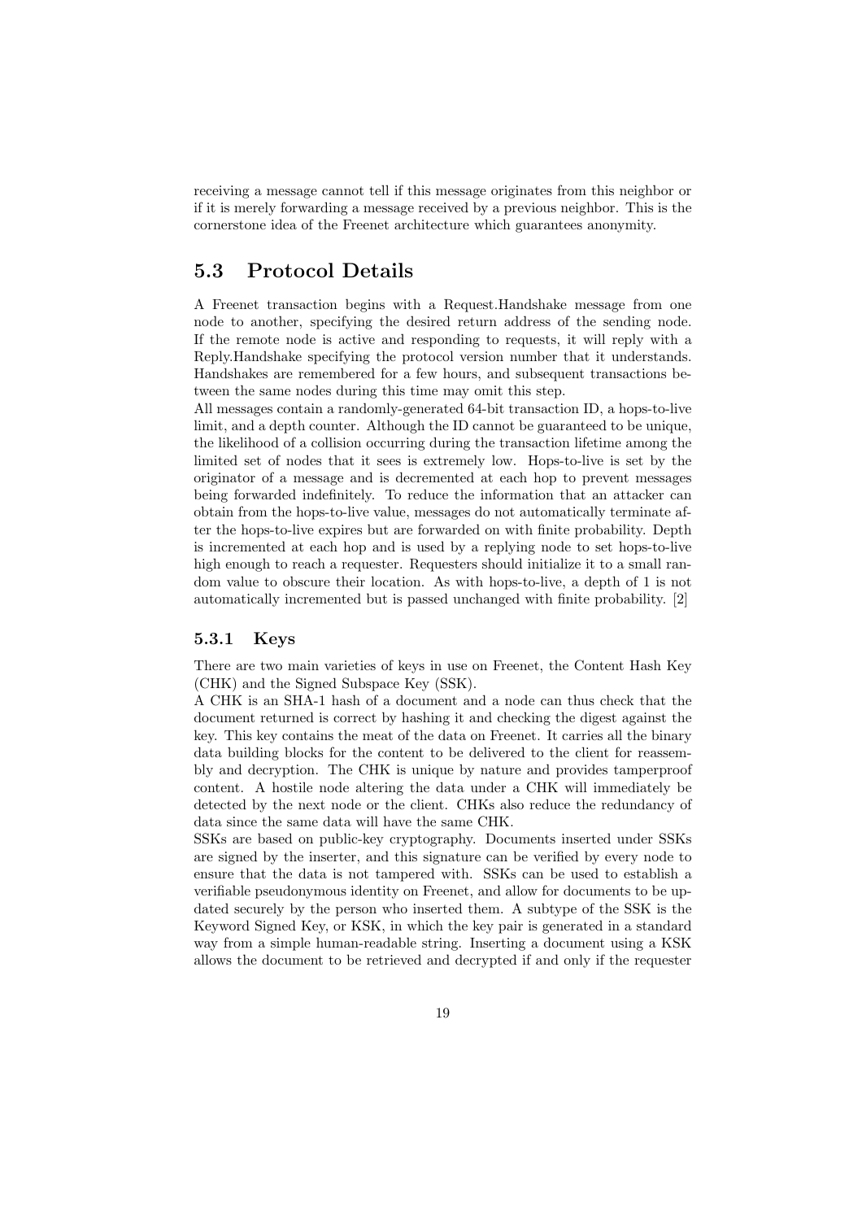receiving a message cannot tell if this message originates from this neighbor or if it is merely forwarding a message received by a previous neighbor. This is the cornerstone idea of the Freenet architecture which guarantees anonymity.

## 5.3 Protocol Details

A Freenet transaction begins with a Request.Handshake message from one node to another, specifying the desired return address of the sending node. If the remote node is active and responding to requests, it will reply with a Reply.Handshake specifying the protocol version number that it understands. Handshakes are remembered for a few hours, and subsequent transactions between the same nodes during this time may omit this step.
All messages contain a randomly-generated 64-bit transaction ID, a hops-to-live limit, and a depth counter. Although the ID cannot be guaranteed to be unique, the likelihood of a collision occurring during the transaction lifetime among the limited set of nodes that it sees is extremely low. Hops-to-live is set by the originator of a message and is decremented at each hop to prevent messages being forwarded indefinitely. To reduce the information that an attacker can obtain from the hops-to-live value, messages do not automatically terminate after the hops-to-live expires but are forwarded on with finite probability. Depth is incremented at each hop and is used by a replying node to set hops-to-live high enough to reach a requester. Requesters should initialize it to a small random value to obscure their location. As with hops-to-live, a depth of 1 is not automatically incremented but is passed unchanged with finite probability. [2]

### 5.3.1 Keys

There are two main varieties of keys in use on Freenet, the Content Hash Key (CHK) and the Signed Subspace Key (SSK).
A CHK is an SHA-1 hash of a document and a node can thus check that the document returned is correct by hashing it and checking the digest against the key. This key contains the meat of the data on Freenet. It carries all the binary data building blocks for the content to be delivered to the client for reassembly and decryption. The CHK is unique by nature and provides tamperproof content. A hostile node altering the data under a CHK will immediately be detected by the next node or the client. CHKs also reduce the redundancy of data since the same data will have the same CHK.
SSKs are based on public-key cryptography. Documents inserted under SSKs are signed by the inserter, and this signature can be verified by every node to ensure that the data is not tampered with. SSKs can be used to establish a verifiable pseudonymous identity on Freenet, and allow for documents to be updated securely by the person who inserted them. A subtype of the SSK is the Keyword Signed Key, or KSK, in which the key pair is generated in a standard way from a simple human-readable string. Inserting a document using a KSK allows the document to be retrieved and decrypted if and only if the requester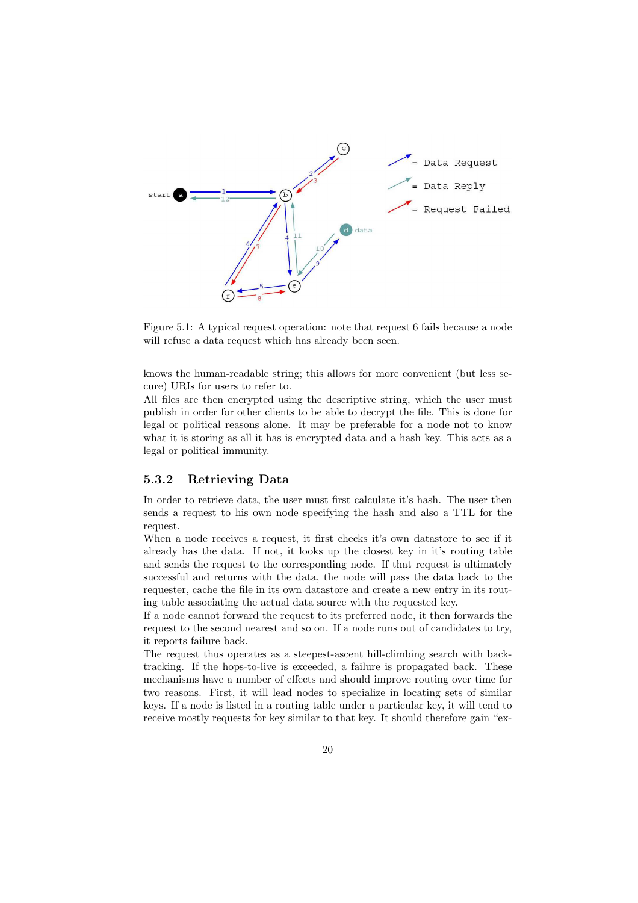Figure 5.1: A typical request operation: note that request 6 fails because a node will refuse a data request which has already been seen.

knows the human-readable string; this allows for more convenient (but less secure) URIs for users to refer to.
All files are then encrypted using the descriptive string, which the user must publish in order for other clients to be able to decrypt the file. This is done for legal or political reasons alone. It may be preferable for a node not to know what it is storing as all it has is encrypted data and a hash key. This acts as a legal or political immunity.

### 5.3.2 Retrieving Data

In order to retrieve data, the user must first calculate it's hash. The user then sends a request to his own node specifying the hash and also a TTL for the request.
When a node receives a request, it first checks it's own datastore to see if it already has the data. If not, it looks up the closest key in it's routing table and sends the request to the corresponding node. If that request is ultimately successful and returns with the data, the node will pass the data back to the requester, cache the file in its own datastore and create a new entry in its routing table associating the actual data source with the requested key.
If a node cannot forward the request to its preferred node, it then forwards the request to the second nearest and so on. If a node runs out of candidates to try, it reports failure back.
The request thus operates as a steepest-ascent hill-climbing search with backtracking. If the hops-to-live is exceeded, a failure is propagated back. These mechanisms have a number of effects and should improve routing over time for two reasons. First, it will lead nodes to specialize in locating sets of similar keys. If a node is listed in a routing table under a particular key, it will tend to receive mostly requests for key similar to that key. It should therefore gain "ex-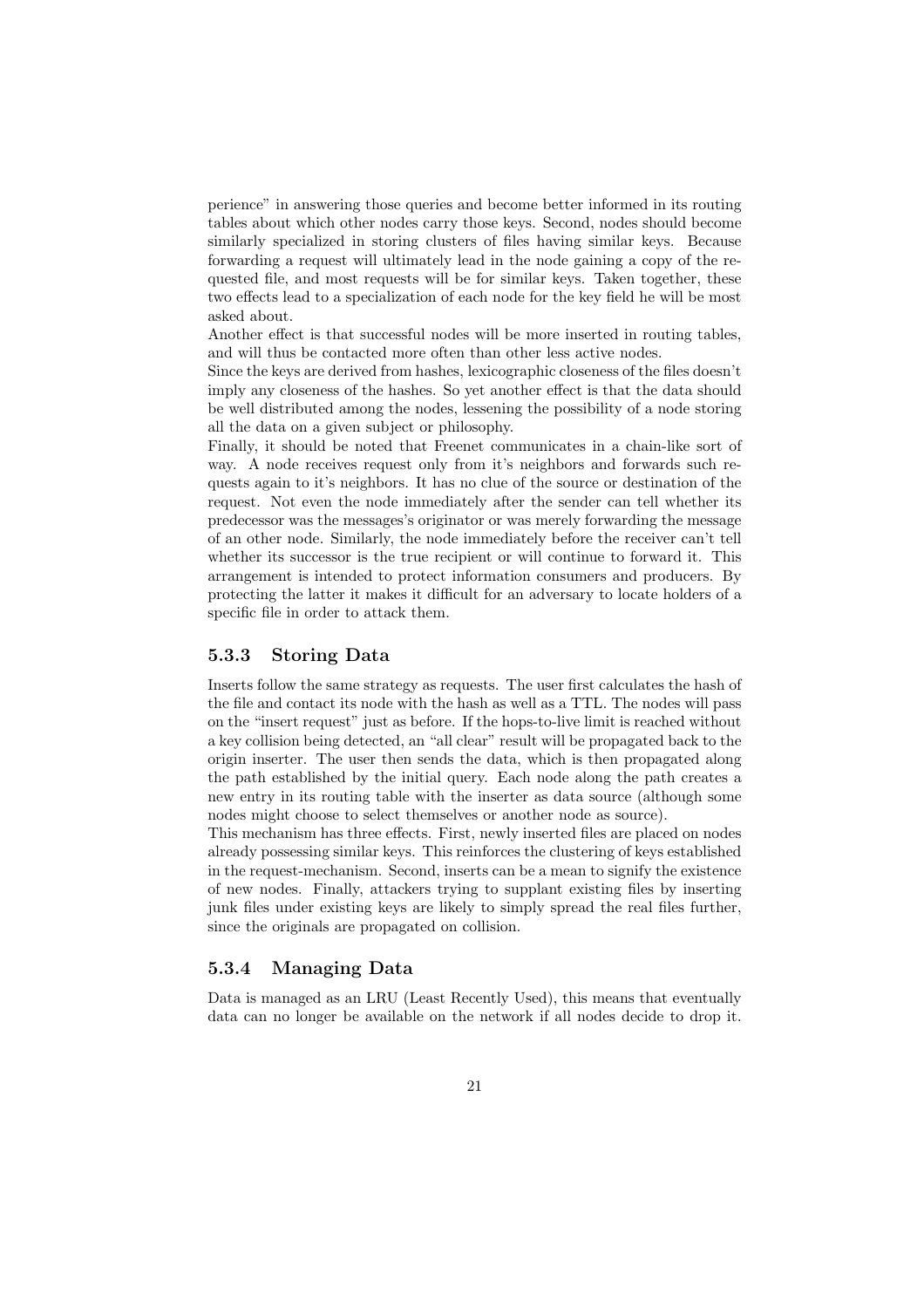perience" in answering those queries and become better informed in its routing tables about which other nodes carry those keys. Second, nodes should become similarly specialized in storing clusters of files having similar keys. Because forwarding a request will ultimately lead in the node gaining a copy of the requested file, and most requests will be for similar keys. Taken together, these two effects lead to a specialization of each node for the key field he will be most asked about.

Another effect is that successful nodes will be more inserted in routing tables, and will thus be contacted more often than other less active nodes.

Since the keys are derived from hashes, lexicographic closeness of the files doesn't imply any closeness of the hashes. So yet another effect is that the data should be well distributed among the nodes, lessening the possibility of a node storing all the data on a given subject or philosophy.

Finally, it should be noted that Freenet communicates in a chain-like sort of way. A node receives request only from it's neighbors and forwards such requests again to it's neighbors. It has no clue of the source or destination of the request. Not even the node immediately after the sender can tell whether its predecessor was the messages's originator or was merely forwarding the message of an other node. Similarly, the node immediately before the receiver can't tell whether its successor is the true recipient or will continue to forward it. This arrangement is intended to protect information consumers and producers. By protecting the latter it makes it difficult for an adversary to locate holders of a specific file in order to attack them.

### 5.3.3 Storing Data

Inserts follow the same strategy as requests. The user first calculates the hash of the file and contact its node with the hash as well as a TTL. The nodes will pass on the "insert request" just as before. If the hops-to-live limit is reached without a key collision being detected, an "all clear" result will be propagated back to the origin inserter. The user then sends the data, which is then propagated along the path established by the initial query. Each node along the path creates a new entry in its routing table with the inserter as data source (although some nodes might choose to select themselves or another node as source).

This mechanism has three effects. First, newly inserted files are placed on nodes already possessing similar keys. This reinforces the clustering of keys established in the request-mechanism. Second, inserts can be a mean to signify the existence of new nodes. Finally, attackers trying to supplant existing files by inserting junk files under existing keys are likely to simply spread the real files further, since the originals are propagated on collision.

### 5.3.4 Managing Data

Data is managed as an LRU (Least Recently Used), this means that eventually data can no longer be available on the network if all nodes decide to drop it.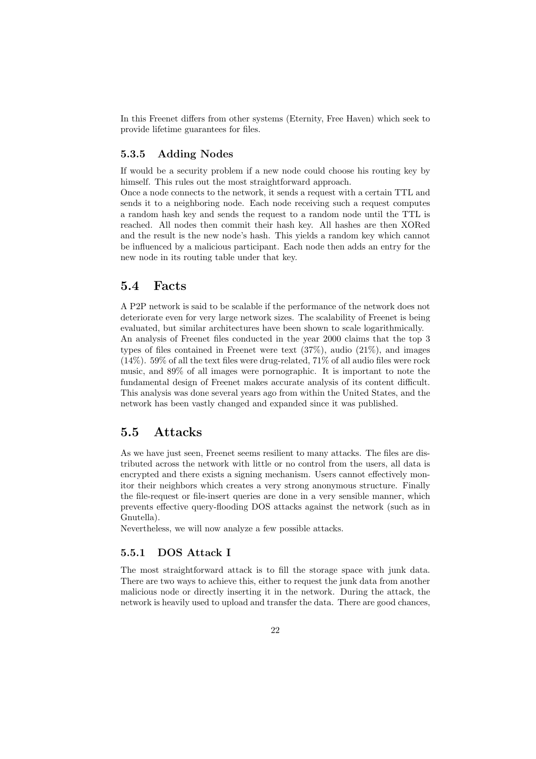In this Freenet differs from other systems (Eternity, Free Haven) which seek to provide lifetime guarantees for files.

### 5.3.5 Adding Nodes

If would be a security problem if a new node could choose his routing key by himself. This rules out the most straightforward approach.
Once a node connects to the network, it sends a request with a certain TTL and sends it to a neighboring node. Each node receiving such a request computes a random hash key and sends the request to a random node until the TTL is reached. All nodes then commit their hash key. All hashes are then XORed and the result is the new node's hash. This yields a random key which cannot be influenced by a malicious participant. Each node then adds an entry for the new node in its routing table under that key.

## 5.4 Facts

A P2P network is said to be scalable if the performance of the network does not deteriorate even for very large network sizes. The scalability of Freenet is being evaluated, but similar architectures have been shown to scale logarithmically.
An analysis of Freenet files conducted in the year 2000 claims that the top 3 types of files contained in Freenet were text (37%), audio (21%), and images (14%). 59% of all the text files were drug-related, 71% of all audio files were rock music, and 89% of all images were pornographic. It is important to note the fundamental design of Freenet makes accurate analysis of its content difficult. This analysis was done several years ago from within the United States, and the network has been vastly changed and expanded since it was published.

## 5.5 Attacks

As we have just seen, Freenet seems resilient to many attacks. The files are distributed across the network with little or no control from the users, all data is encrypted and there exists a signing mechanism. Users cannot effectively monitor their neighbors which creates a very strong anonymous structure. Finally the file-request or file-insert queries are done in a very sensible manner, which prevents effective query-flooding DOS attacks against the network (such as in Gnutella).
Nevertheless, we will now analyze a few possible attacks.

### 5.5.1 DOS Attack I

The most straightforward attack is to fill the storage space with junk data. There are two ways to achieve this, either to request the junk data from another malicious node or directly inserting it in the network. During the attack, the network is heavily used to upload and transfer the data. There are good chances,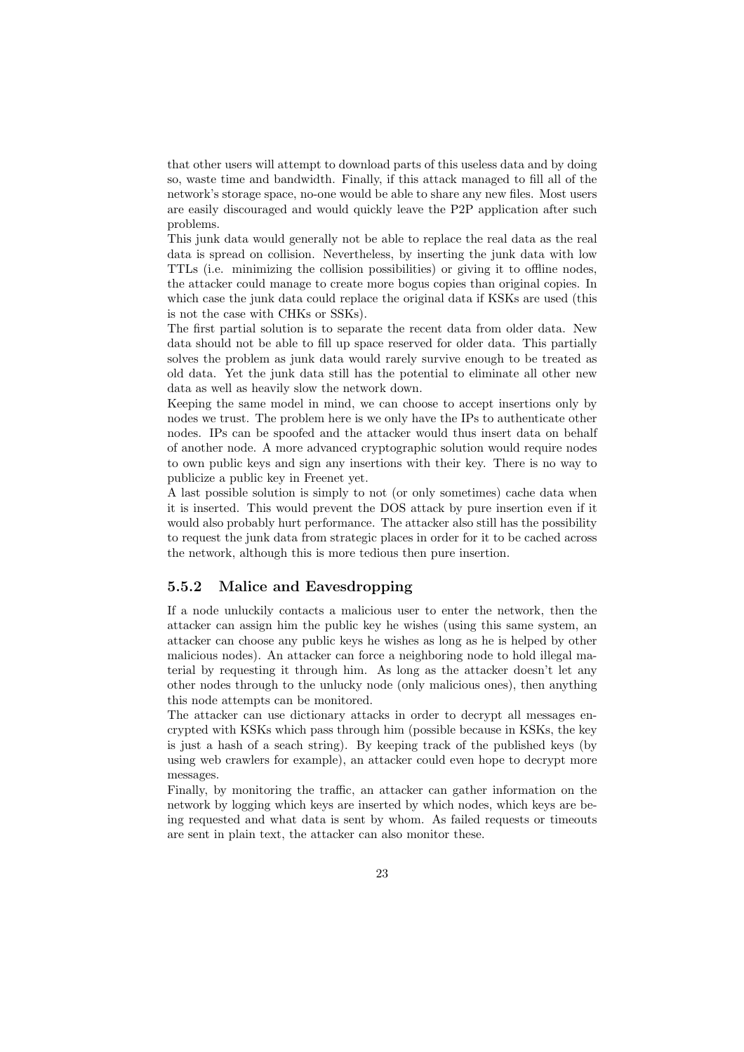that other users will attempt to download parts of this useless data and by doing so, waste time and bandwidth. Finally, if this attack managed to fill all of the network's storage space, no-one would be able to share any new files. Most users are easily discouraged and would quickly leave the P2P application after such problems.

This junk data would generally not be able to replace the real data as the real data is spread on collision. Nevertheless, by inserting the junk data with low TTLs (i.e. minimizing the collision possibilities) or giving it to offline nodes, the attacker could manage to create more bogus copies than original copies. In which case the junk data could replace the original data if KSKs are used (this is not the case with CHKs or SSKs).

The first partial solution is to separate the recent data from older data. New data should not be able to fill up space reserved for older data. This partially solves the problem as junk data would rarely survive enough to be treated as old data. Yet the junk data still has the potential to eliminate all other new data as well as heavily slow the network down.

Keeping the same model in mind, we can choose to accept insertions only by nodes we trust. The problem here is we only have the IPs to authenticate other nodes. IPs can be spoofed and the attacker would thus insert data on behalf of another node. A more advanced cryptographic solution would require nodes to own public keys and sign any insertions with their key. There is no way to publicize a public key in Freenet yet.

A last possible solution is simply to not (or only sometimes) cache data when it is inserted. This would prevent the DOS attack by pure insertion even if it would also probably hurt performance. The attacker also still has the possibility to request the junk data from strategic places in order for it to be cached across the network, although this is more tedious then pure insertion.

### 5.5.2 Malice and Eavesdropping

If a node unluckily contacts a malicious user to enter the network, then the attacker can assign him the public key he wishes (using this same system, an attacker can choose any public keys he wishes as long as he is helped by other malicious nodes). An attacker can force a neighboring node to hold illegal material by requesting it through him. As long as the attacker doesn't let any other nodes through to the unlucky node (only malicious ones), then anything this node attempts can be monitored.

The attacker can use dictionary attacks in order to decrypt all messages encrypted with KSKs which pass through him (possible because in KSKs, the key is just a hash of a seach string). By keeping track of the published keys (by using web crawlers for example), an attacker could even hope to decrypt more messages.

Finally, by monitoring the traffic, an attacker can gather information on the network by logging which keys are inserted by which nodes, which keys are being requested and what data is sent by whom. As failed requests or timeouts are sent in plain text, the attacker can also monitor these.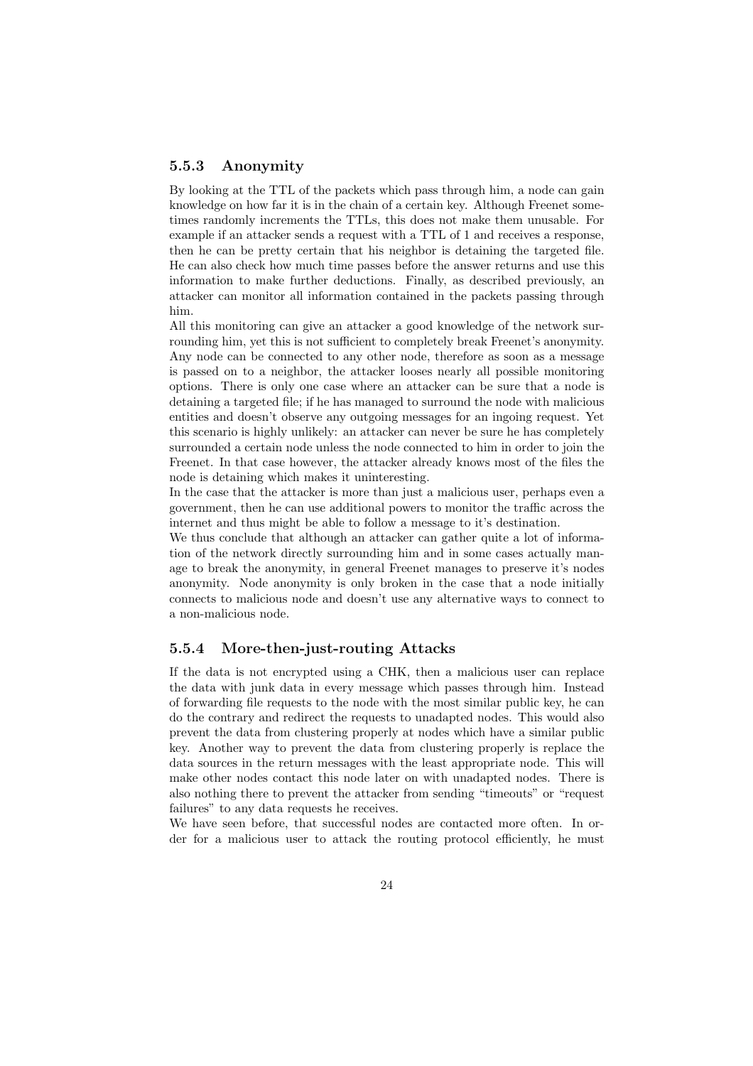### 5.5.3 Anonymity

By looking at the TTL of the packets which pass through him, a node can gain knowledge on how far it is in the chain of a certain key. Although Freenet sometimes randomly increments the TTLs, this does not make them unusable. For example if an attacker sends a request with a TTL of 1 and receives a response, then he can be pretty certain that his neighbor is detaining the targeted file. He can also check how much time passes before the answer returns and use this information to make further deductions. Finally, as described previously, an attacker can monitor all information contained in the packets passing through him.

All this monitoring can give an attacker a good knowledge of the network surrounding him, yet this is not sufficient to completely break Freenet's anonymity. Any node can be connected to any other node, therefore as soon as a message is passed on to a neighbor, the attacker looses nearly all possible monitoring options. There is only one case where an attacker can be sure that a node is detaining a targeted file; if he has managed to surround the node with malicious entities and doesn't observe any outgoing messages for an ingoing request. Yet this scenario is highly unlikely: an attacker can never be sure he has completely surrounded a certain node unless the node connected to him in order to join the Freenet. In that case however, the attacker already knows most of the files the node is detaining which makes it uninteresting.

In the case that the attacker is more than just a malicious user, perhaps even a government, then he can use additional powers to monitor the traffic across the internet and thus might be able to follow a message to it's destination.

We thus conclude that although an attacker can gather quite a lot of information of the network directly surrounding him and in some cases actually manage to break the anonymity, in general Freenet manages to preserve it's nodes anonymity. Node anonymity is only broken in the case that a node initially connects to malicious node and doesn't use any alternative ways to connect to a non-malicious node.

### 5.5.4 More-then-just-routing Attacks

If the data is not encrypted using a CHK, then a malicious user can replace the data with junk data in every message which passes through him. Instead of forwarding file requests to the node with the most similar public key, he can do the contrary and redirect the requests to unadapted nodes. This would also prevent the data from clustering properly at nodes which have a similar public key. Another way to prevent the data from clustering properly is replace the data sources in the return messages with the least appropriate node. This will make other nodes contact this node later on with unadapted nodes. There is also nothing there to prevent the attacker from sending "timeouts" or "request failures" to any data requests he receives.

We have seen before, that successful nodes are contacted more often. In order for a malicious user to attack the routing protocol efficiently, he must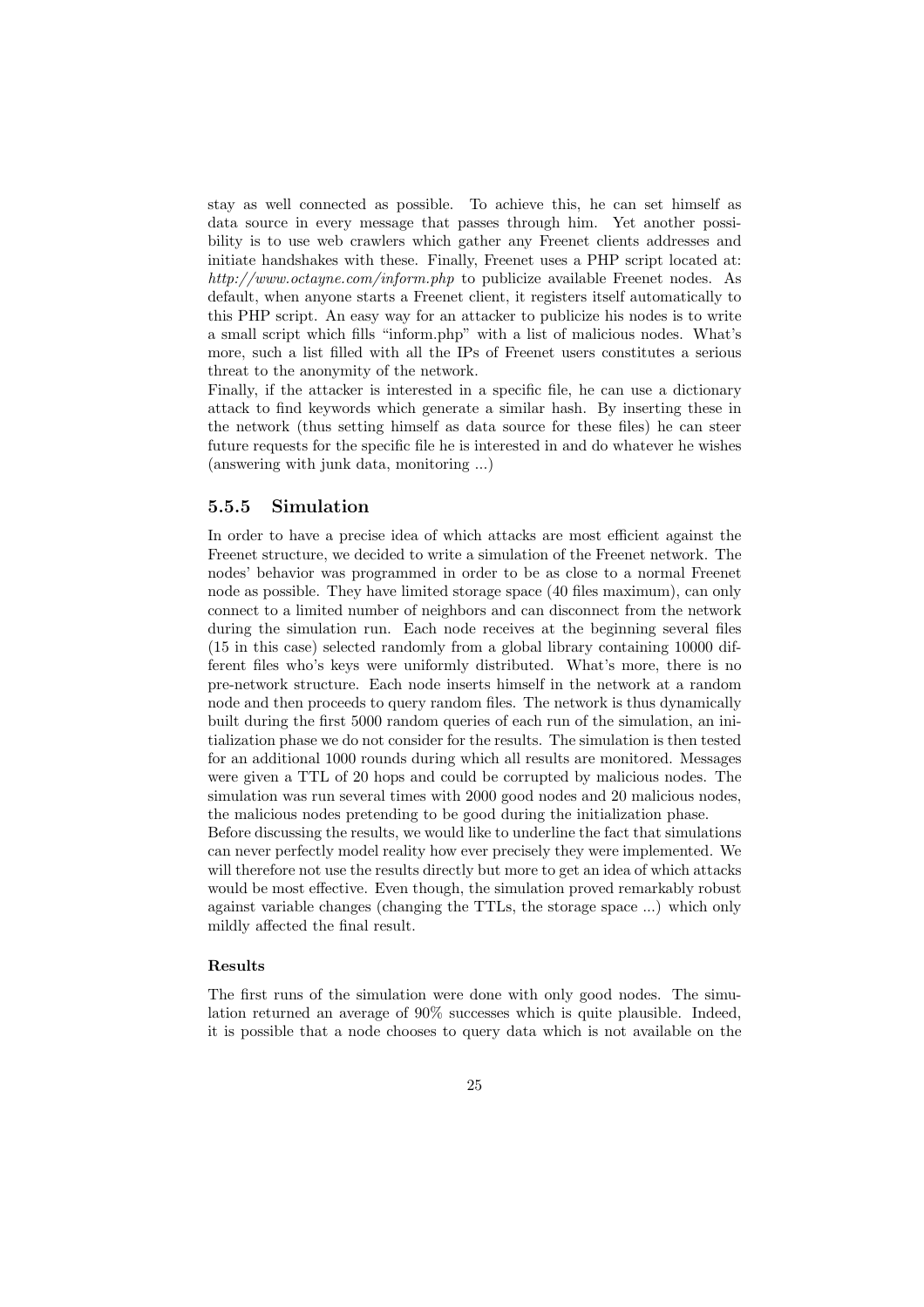stay as well connected as possible. To achieve this, he can set himself as data source in every message that passes through him. Yet another possibility is to use web crawlers which gather any Freenet clients addresses and initiate handshakes with these. Finally, Freenet uses a PHP script located at: *http://www.octayne.com/inform.php* to publicize available Freenet nodes. As default, when anyone starts a Freenet client, it registers itself automatically to this PHP script. An easy way for an attacker to publicize his nodes is to write a small script which fills "inform.php" with a list of malicious nodes. What's more, such a list filled with all the IPs of Freenet users constitutes a serious threat to the anonymity of the network.

Finally, if the attacker is interested in a specific file, he can use a dictionary attack to find keywords which generate a similar hash. By inserting these in the network (thus setting himself as data source for these files) he can steer future requests for the specific file he is interested in and do whatever he wishes (answering with junk data, monitoring ...)

### 5.5.5 Simulation

In order to have a precise idea of which attacks are most efficient against the Freenet structure, we decided to write a simulation of the Freenet network. The nodes' behavior was programmed in order to be as close to a normal Freenet node as possible. They have limited storage space (40 files maximum), can only connect to a limited number of neighbors and can disconnect from the network during the simulation run. Each node receives at the beginning several files (15 in this case) selected randomly from a global library containing 10000 different files who's keys were uniformly distributed. What's more, there is no pre-network structure. Each node inserts himself in the network at a random node and then proceeds to query random files. The network is thus dynamically built during the first 5000 random queries of each run of the simulation, an initialization phase we do not consider for the results. The simulation is then tested for an additional 1000 rounds during which all results are monitored. Messages were given a TTL of 20 hops and could be corrupted by malicious nodes. The simulation was run several times with 2000 good nodes and 20 malicious nodes, the malicious nodes pretending to be good during the initialization phase.

Before discussing the results, we would like to underline the fact that simulations can never perfectly model reality how ever precisely they were implemented. We will therefore not use the results directly but more to get an idea of which attacks would be most effective. Even though, the simulation proved remarkably robust against variable changes (changing the TTLs, the storage space ...) which only mildly affected the final result.

#### Results

The first runs of the simulation were done with only good nodes. The simulation returned an average of 90% successes which is quite plausible. Indeed, it is possible that a node chooses to query data which is not available on the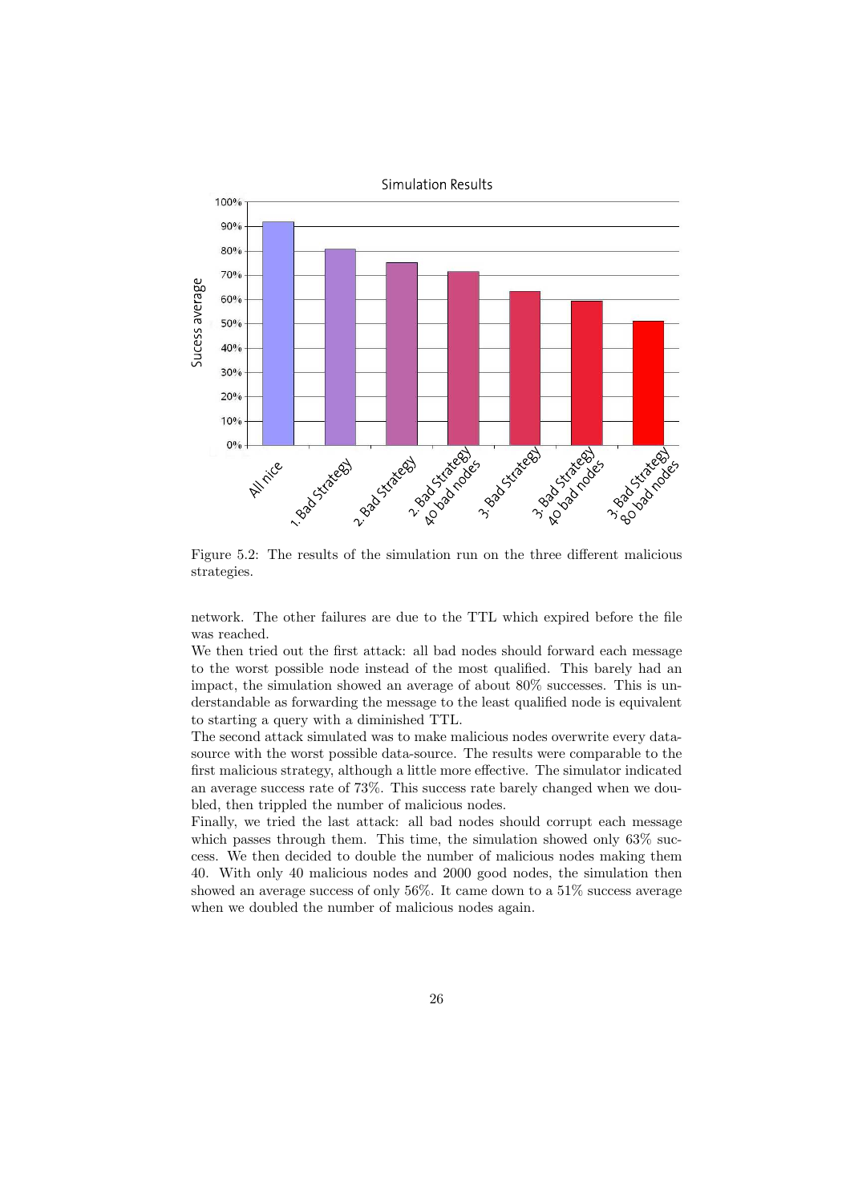Figure 5.2: The results of the simulation run on the three different malicious strategies.

network. The other failures are due to the TTL which expired before the file was reached.
We then tried out the first attack: all bad nodes should forward each message to the worst possible node instead of the most qualified. This barely had an impact, the simulation showed an average of about 80% successes. This is understandable as forwarding the message to the least qualified node is equivalent to starting a query with a diminished TTL.
The second attack simulated was to make malicious nodes overwrite every data-source with the worst possible data-source. The results were comparable to the first malicious strategy, although a little more effective. The simulator indicated an average success rate of 73%. This success rate barely changed when we doubled, then trippled the number of malicious nodes.
Finally, we tried the last attack: all bad nodes should corrupt each message which passes through them. This time, the simulation showed only 63% success. We then decided to double the number of malicious nodes making them 40. With only 40 malicious nodes and 2000 good nodes, the simulation then showed an average success of only 56%. It came down to a 51% success average when we doubled the number of malicious nodes again.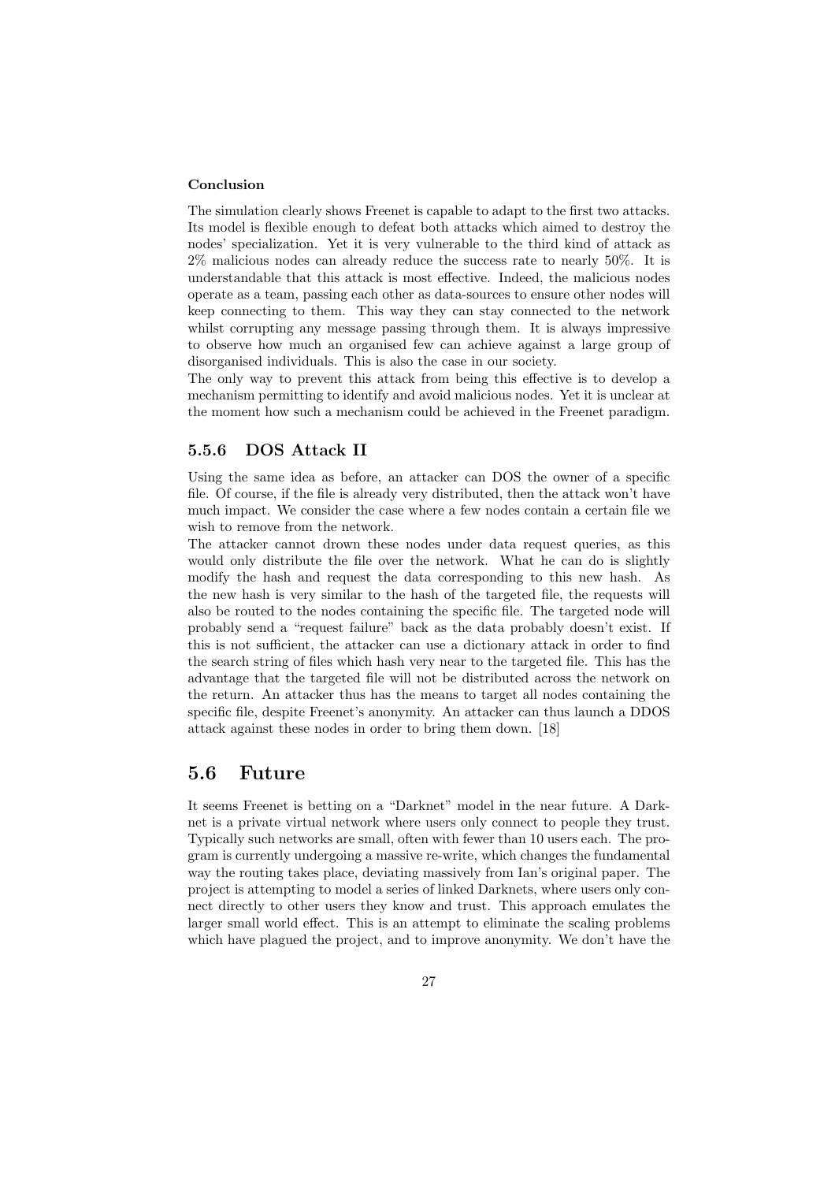**Conclusion**

The simulation clearly shows Freenet is capable to adapt to the first two attacks. Its model is flexible enough to defeat both attacks which aimed to destroy the nodes' specialization. Yet it is very vulnerable to the third kind of attack as 2% malicious nodes can already reduce the success rate to nearly 50%. It is understandable that this attack is most effective. Indeed, the malicious nodes operate as a team, passing each other as data-sources to ensure other nodes will keep connecting to them. This way they can stay connected to the network whilst corrupting any message passing through them. It is always impressive to observe how much an organised few can achieve against a large group of disorganised individuals. This is also the case in our society.

The only way to prevent this attack from being this effective is to develop a mechanism permitting to identify and avoid malicious nodes. Yet it is unclear at the moment how such a mechanism could be achieved in the Freenet paradigm.

### 5.5.6 DOS Attack II

Using the same idea as before, an attacker can DOS the owner of a specific file. Of course, if the file is already very distributed, then the attack won't have much impact. We consider the case where a few nodes contain a certain file we wish to remove from the network.

The attacker cannot drown these nodes under data request queries, as this would only distribute the file over the network. What he can do is slightly modify the hash and request the data corresponding to this new hash. As the new hash is very similar to the hash of the targeted file, the requests will also be routed to the nodes containing the specific file. The targeted node will probably send a "request failure" back as the data probably doesn't exist. If this is not sufficient, the attacker can use a dictionary attack in order to find the search string of files which hash very near to the targeted file. This has the advantage that the targeted file will not be distributed across the network on the return. An attacker thus has the means to target all nodes containing the specific file, despite Freenet's anonymity. An attacker can thus launch a DDOS attack against these nodes in order to bring them down. [18]

## 5.6 Future

It seems Freenet is betting on a "Darknet" model in the near future. A Darknet is a private virtual network where users only connect to people they trust. Typically such networks are small, often with fewer than 10 users each. The program is currently undergoing a massive re-write, which changes the fundamental way the routing takes place, deviating massively from Ian's original paper. The project is attempting to model a series of linked Darknets, where users only connect directly to other users they know and trust. This approach emulates the larger small world effect. This is an attempt to eliminate the scaling problems which have plagued the project, and to improve anonymity. We don't have the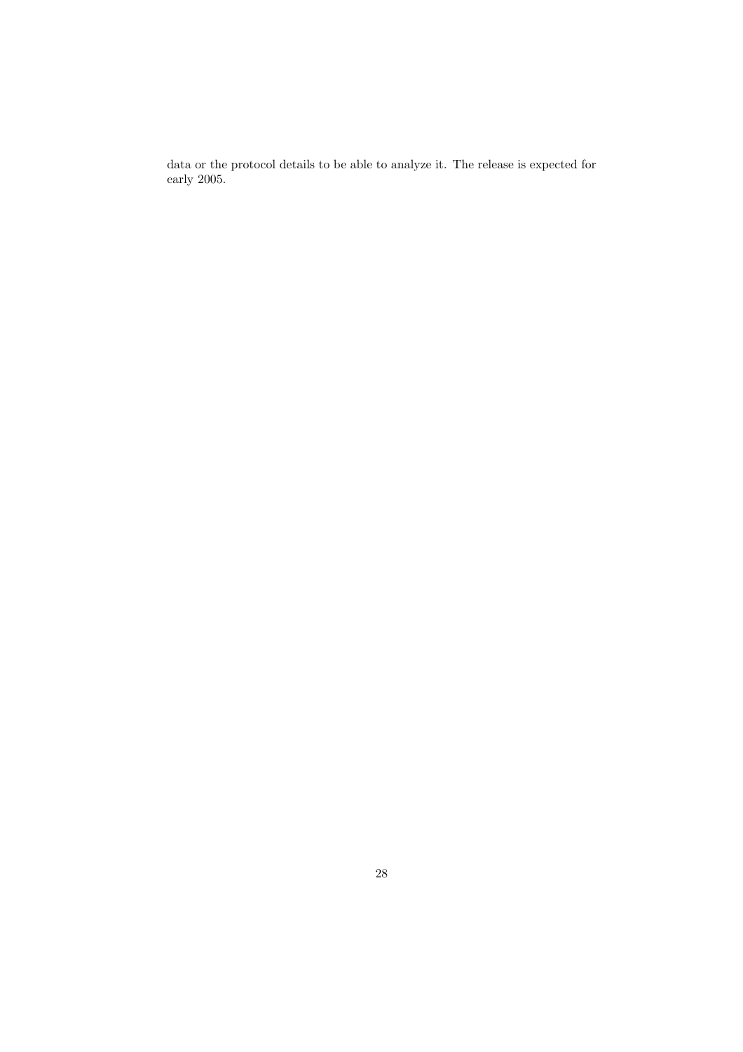data or the protocol details to be able to analyze it. The release is expected for early 2005.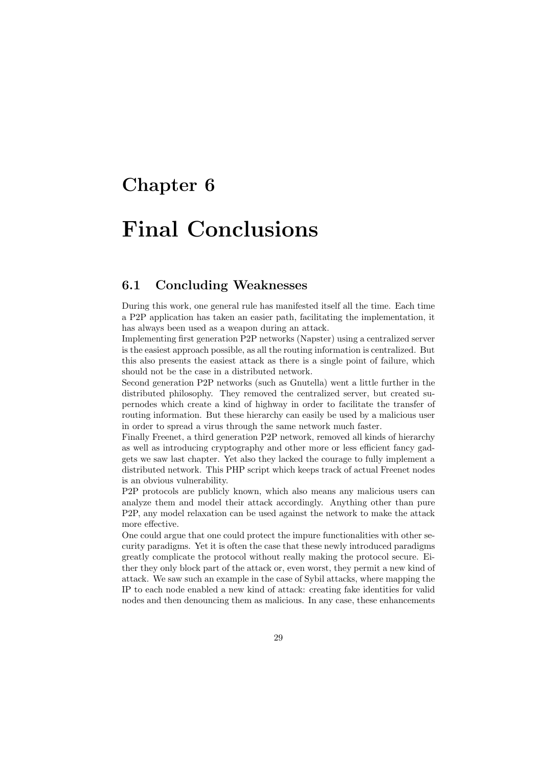# Chapter 6

# Final Conclusions

## 6.1 Concluding Weaknesses

During this work, one general rule has manifested itself all the time. Each time a P2P application has taken an easier path, facilitating the implementation, it has always been used as a weapon during an attack.

Implementing first generation P2P networks (Napster) using a centralized server is the easiest approach possible, as all the routing information is centralized. But this also presents the easiest attack as there is a single point of failure, which should not be the case in a distributed network.

Second generation P2P networks (such as Gnutella) went a little further in the distributed philosophy. They removed the centralized server, but created supernodes which create a kind of highway in order to facilitate the transfer of routing information. But these hierarchy can easily be used by a malicious user in order to spread a virus through the same network much faster.

Finally Freenet, a third generation P2P network, removed all kinds of hierarchy as well as introducing cryptography and other more or less efficient fancy gadgets we saw last chapter. Yet also they lacked the courage to fully implement a distributed network. This PHP script which keeps track of actual Freenet nodes is an obvious vulnerability.

P2P protocols are publicly known, which also means any malicious users can analyze them and model their attack accordingly. Anything other than pure P2P, any model relaxation can be used against the network to make the attack more effective.

One could argue that one could protect the impure functionalities with other security paradigms. Yet it is often the case that these newly introduced paradigms greatly complicate the protocol without really making the protocol secure. Either they only block part of the attack or, even worst, they permit a new kind of attack. We saw such an example in the case of Sybil attacks, where mapping the IP to each node enabled a new kind of attack: creating fake identities for valid nodes and then denouncing them as malicious. In any case, these enhancements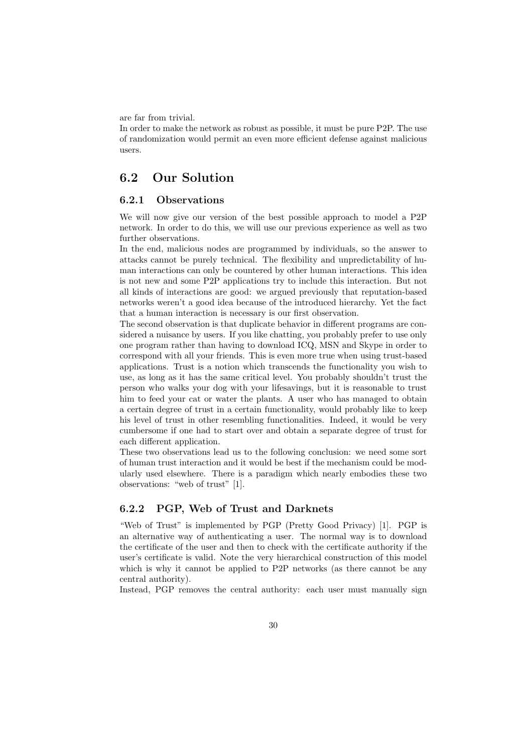are far from trivial.

In order to make the network as robust as possible, it must be pure P2P. The use of randomization would permit an even more efficient defense against malicious users.

## 6.2 Our Solution

### 6.2.1 Observations

We will now give our version of the best possible approach to model a P2P network. In order to do this, we will use our previous experience as well as two further observations.

In the end, malicious nodes are programmed by individuals, so the answer to attacks cannot be purely technical. The flexibility and unpredictability of human interactions can only be countered by other human interactions. This idea is not new and some P2P applications try to include this interaction. But not all kinds of interactions are good: we argued previously that reputation-based networks weren't a good idea because of the introduced hierarchy. Yet the fact that a human interaction is necessary is our first observation.

The second observation is that duplicate behavior in different programs are considered a nuisance by users. If you like chatting, you probably prefer to use only one program rather than having to download ICQ, MSN and Skype in order to correspond with all your friends. This is even more true when using trust-based applications. Trust is a notion which transcends the functionality you wish to use, as long as it has the same critical level. You probably shouldn't trust the person who walks your dog with your lifesavings, but it is reasonable to trust him to feed your cat or water the plants. A user who has managed to obtain a certain degree of trust in a certain functionality, would probably like to keep his level of trust in other resembling functionalities. Indeed, it would be very cumbersome if one had to start over and obtain a separate degree of trust for each different application.

These two observations lead us to the following conclusion: we need some sort of human trust interaction and it would be best if the mechanism could be modularly used elsewhere. There is a paradigm which nearly embodies these two observations: "web of trust" [1].

### 6.2.2 PGP, Web of Trust and Darknets

"Web of Trust" is implemented by PGP (Pretty Good Privacy) [1]. PGP is an alternative way of authenticating a user. The normal way is to download the certificate of the user and then to check with the certificate authority if the user's certificate is valid. Note the very hierarchical construction of this model which is why it cannot be applied to P2P networks (as there cannot be any central authority).

Instead, PGP removes the central authority: each user must manually sign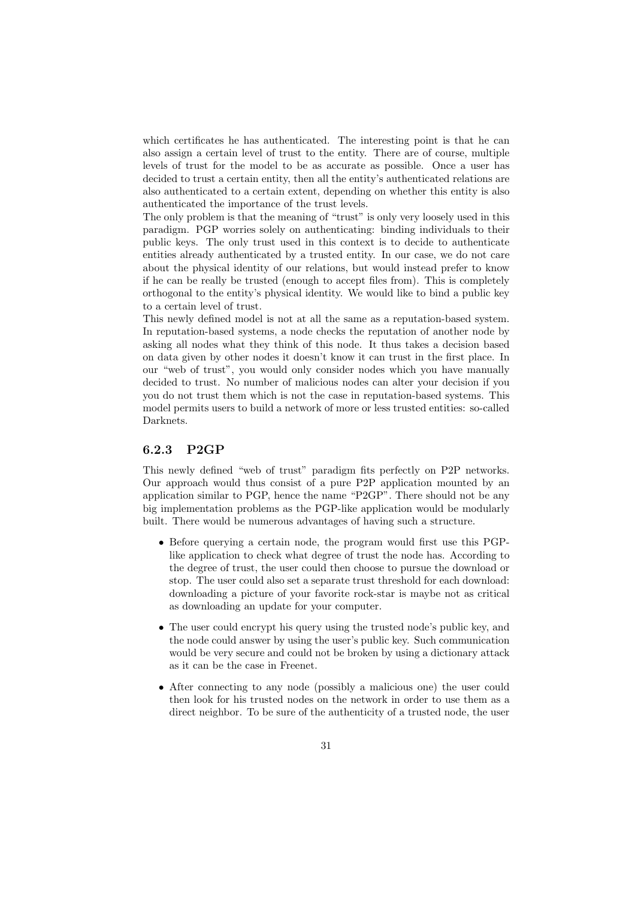which certificates he has authenticated. The interesting point is that he can also assign a certain level of trust to the entity. There are of course, multiple levels of trust for the model to be as accurate as possible. Once a user has decided to trust a certain entity, then all the entity's authenticated relations are also authenticated to a certain extent, depending on whether this entity is also authenticated the importance of the trust levels.

The only problem is that the meaning of "trust" is only very loosely used in this paradigm. PGP worries solely on authenticating: binding individuals to their public keys. The only trust used in this context is to decide to authenticate entities already authenticated by a trusted entity. In our case, we do not care about the physical identity of our relations, but would instead prefer to know if he can be really be trusted (enough to accept files from). This is completely orthogonal to the entity's physical identity. We would like to bind a public key to a certain level of trust.

This newly defined model is not at all the same as a reputation-based system. In reputation-based systems, a node checks the reputation of another node by asking all nodes what they think of this node. It thus takes a decision based on data given by other nodes it doesn't know it can trust in the first place. In our "web of trust", you would only consider nodes which you have manually decided to trust. No number of malicious nodes can alter your decision if you you do not trust them which is not the case in reputation-based systems. This model permits users to build a network of more or less trusted entities: so-called Darknets.

### 6.2.3 P2GP

This newly defined "web of trust" paradigm fits perfectly on P2P networks. Our approach would thus consist of a pure P2P application mounted by an application similar to PGP, hence the name "P2GP". There should not be any big implementation problems as the PGP-like application would be modularly built. There would be numerous advantages of having such a structure.

- Before querying a certain node, the program would first use this PGP-like application to check what degree of trust the node has. According to the degree of trust, the user could then choose to pursue the download or stop. The user could also set a separate trust threshold for each download: downloading a picture of your favorite rock-star is maybe not as critical as downloading an update for your computer.
- The user could encrypt his query using the trusted node's public key, and the node could answer by using the user's public key. Such communication would be very secure and could not be broken by using a dictionary attack as it can be the case in Freenet.
- After connecting to any node (possibly a malicious one) the user could then look for his trusted nodes on the network in order to use them as a direct neighbor. To be sure of the authenticity of a trusted node, the user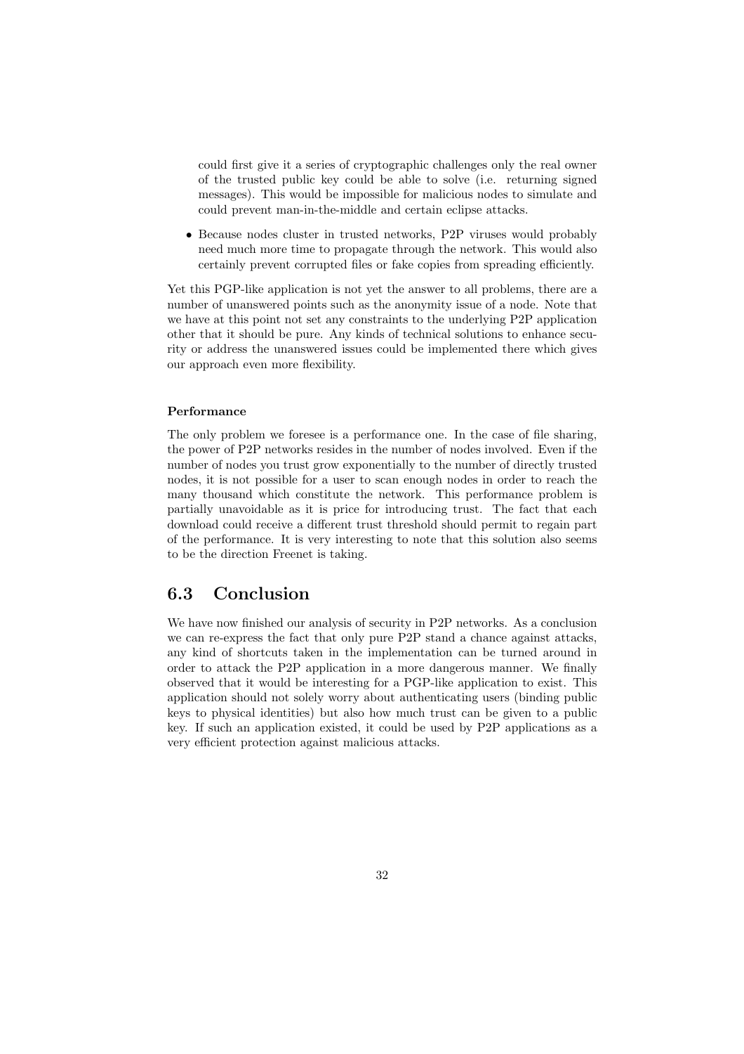could first give it a series of cryptographic challenges only the real owner of the trusted public key could be able to solve (i.e. returning signed messages). This would be impossible for malicious nodes to simulate and could prevent man-in-the-middle and certain eclipse attacks.

- Because nodes cluster in trusted networks, P2P viruses would probably need much more time to propagate through the network. This would also certainly prevent corrupted files or fake copies from spreading efficiently.

Yet this PGP-like application is not yet the answer to all problems, there are a number of unanswered points such as the anonymity issue of a node. Note that we have at this point not set any constraints to the underlying P2P application other that it should be pure. Any kinds of technical solutions to enhance security or address the unanswered issues could be implemented there which gives our approach even more flexibility.

**Performance**

The only problem we foresee is a performance one. In the case of file sharing, the power of P2P networks resides in the number of nodes involved. Even if the number of nodes you trust grow exponentially to the number of directly trusted nodes, it is not possible for a user to scan enough nodes in order to reach the many thousand which constitute the network. This performance problem is partially unavoidable as it is price for introducing trust. The fact that each download could receive a different trust threshold should permit to regain part of the performance. It is very interesting to note that this solution also seems to be the direction Freenet is taking.

## 6.3 Conclusion

We have now finished our analysis of security in P2P networks. As a conclusion we can re-express the fact that only pure P2P stand a chance against attacks, any kind of shortcuts taken in the implementation can be turned around in order to attack the P2P application in a more dangerous manner. We finally observed that it would be interesting for a PGP-like application to exist. This application should not solely worry about authenticating users (binding public keys to physical identities) but also how much trust can be given to a public key. If such an application existed, it could be used by P2P applications as a very efficient protection against malicious attacks.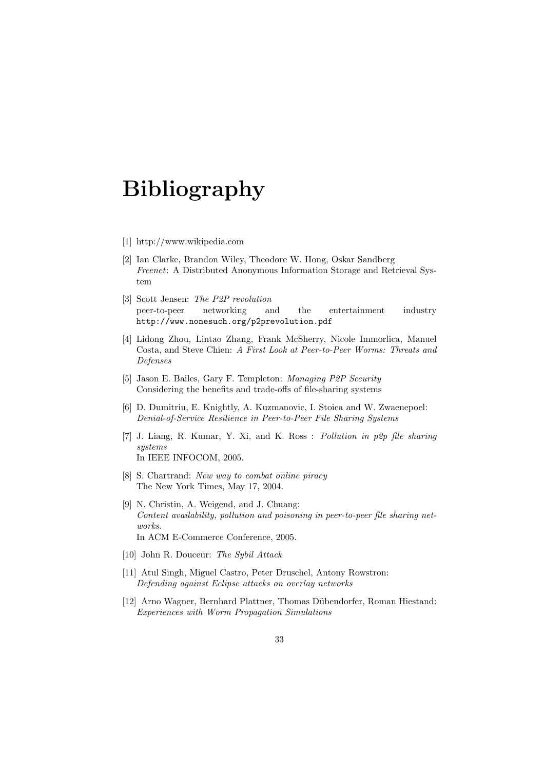# Bibliography

[1] http://www.wikipedia.com

[2] Ian Clarke, Brandon Wiley, Theodore W. Hong, Oskar Sandberg
*Freenet*: A Distributed Anonymous Information Storage and Retrieval System

[3] Scott Jensen: *The P2P revolution*
peer-to-peer networking and the entertainment industry `http://www.nonesuch.org/p2prevolution.pdf`

[4] Lidong Zhou, Lintao Zhang, Frank McSherry, Nicole Immorlica, Manuel Costa, and Steve Chien: *A First Look at Peer-to-Peer Worms: Threats and Defenses*

[5] Jason E. Bailes, Gary F. Templeton: *Managing P2P Security*
Considering the benefits and trade-offs of file-sharing systems

[6] D. Dumitriu, E. Knightly, A. Kuzmanovic, I. Stoica and W. Zwaenepoel: *Denial-of-Service Resilience in Peer-to-Peer File Sharing Systems*

[7] J. Liang, R. Kumar, Y. Xi, and K. Ross : *Pollution in p2p file sharing systems*
In IEEE INFOCOM, 2005.

[8] S. Chartrand: *New way to combat online piracy*
The New York Times, May 17, 2004.

[9] N. Christin, A. Weigend, and J. Chuang:
*Content availability, pollution and poisoning in peer-to-peer file sharing networks.*
In ACM E-Commerce Conference, 2005.

[10] John R. Douceur: *The Sybil Attack*

[11] Atul Singh, Miguel Castro, Peter Druschel, Antony Rowstron:
*Defending against Eclipse attacks on overlay networks*

[12] Arno Wagner, Bernhard Plattner, Thomas Dübendorfer, Roman Hiestand:
*Experiences with Worm Propagation Simulations*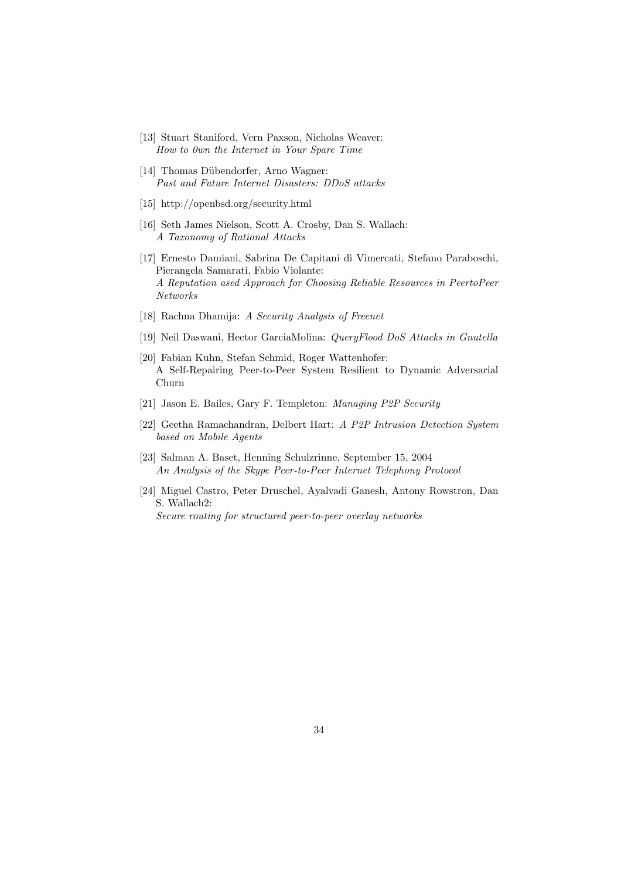[13] Stuart Staniford, Vern Paxson, Nicholas Weaver:
*How to 0wn the Internet in Your Spare Time*

[14] Thomas Dübendorfer, Arno Wagner:
*Past and Future Internet Disasters: DDoS attacks*

[15] http://openbsd.org/security.html

[16] Seth James Nielson, Scott A. Crosby, Dan S. Wallach:
*A Taxonomy of Rational Attacks*

[17] Ernesto Damiani, Sabrina De Capitani di Vimercati, Stefano Paraboschi, Pierangela Samarati, Fabio Violante:
*A Reputation ased Approach for Choosing Reliable Resources in PeertoPeer Networks*

[18] Rachna Dhamija: *A Security Analysis of Freenet*

[19] Neil Daswani, Hector GarciaMolina: *QueryFlood DoS Attacks in Gnutella*

[20] Fabian Kuhn, Stefan Schmid, Roger Wattenhofer:
A Self-Repairing Peer-to-Peer System Resilient to Dynamic Adversarial Churn

[21] Jason E. Bailes, Gary F. Templeton: *Managing P2P Security*

[22] Geetha Ramachandran, Delbert Hart: *A P2P Intrusion Detection System based on Mobile Agents*

[23] Salman A. Baset, Henning Schulzrinne, September 15, 2004
*An Analysis of the Skype Peer-to-Peer Internet Telephony Protocol*

[24] Miguel Castro, Peter Druschel, Ayalvadi Ganesh, Antony Rowstron, Dan S. Wallach2:
*Secure routing for structured peer-to-peer overlay networks*